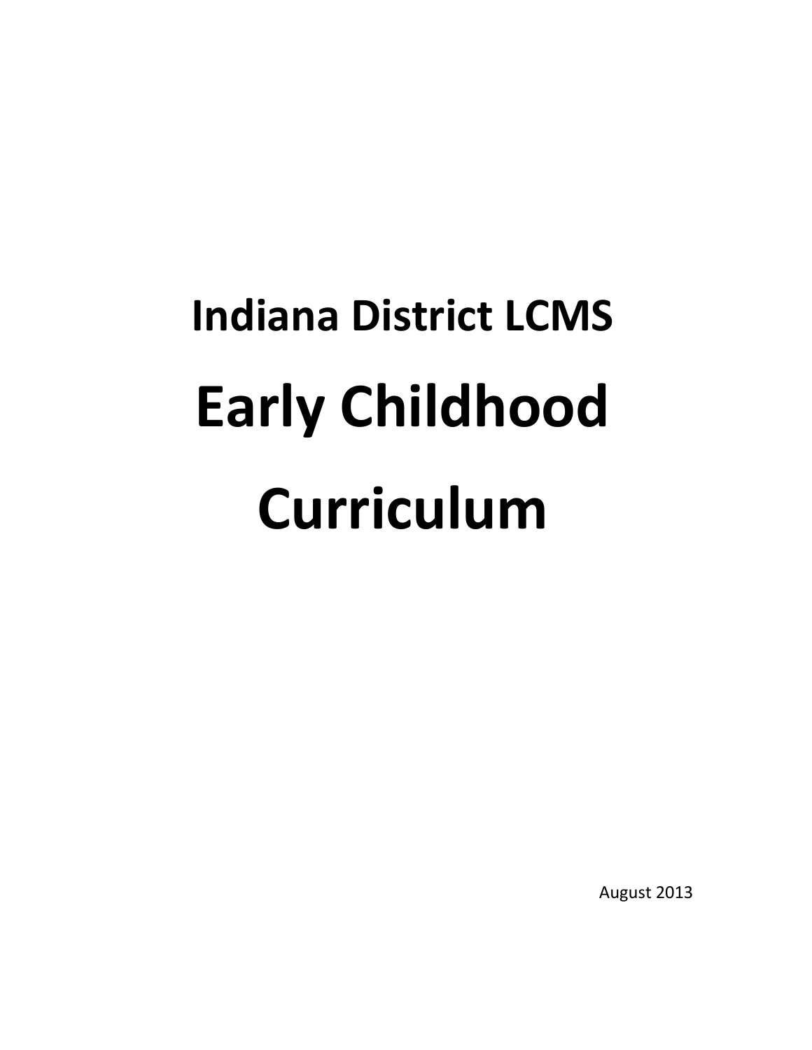# Indiana District LCMS

# Early Childhood Curriculum

August 2013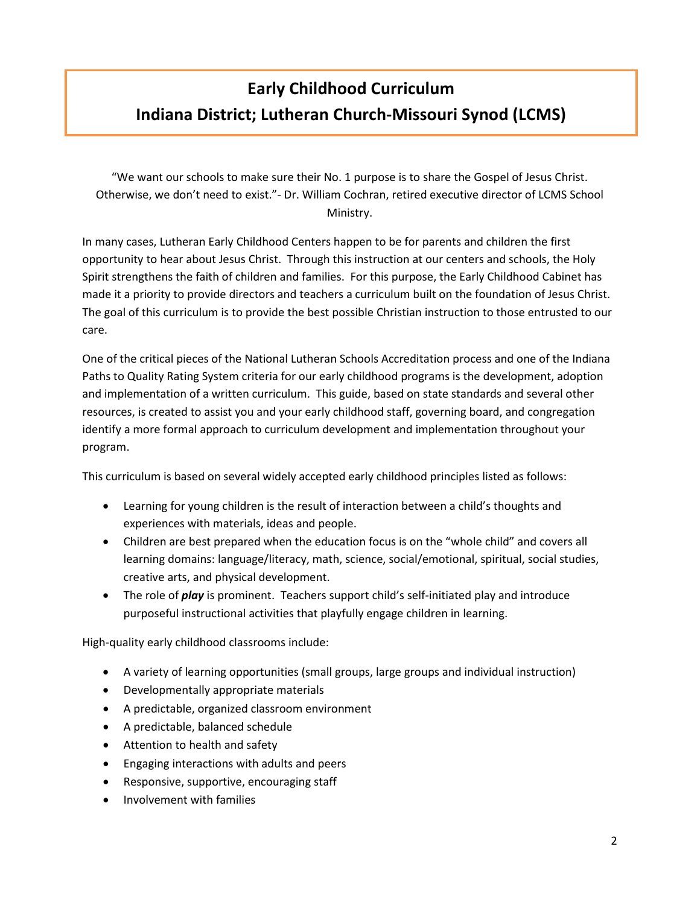# Early Childhood Curriculum
# Indiana District; Lutheran Church-Missouri Synod (LCMS)

"We want our schools to make sure their No. 1 purpose is to share the Gospel of Jesus Christ. Otherwise, we don't need to exist."- Dr. William Cochran, retired executive director of LCMS School Ministry.

In many cases, Lutheran Early Childhood Centers happen to be for parents and children the first opportunity to hear about Jesus Christ. Through this instruction at our centers and schools, the Holy Spirit strengthens the faith of children and families. For this purpose, the Early Childhood Cabinet has made it a priority to provide directors and teachers a curriculum built on the foundation of Jesus Christ. The goal of this curriculum is to provide the best possible Christian instruction to those entrusted to our care.

One of the critical pieces of the National Lutheran Schools Accreditation process and one of the Indiana Paths to Quality Rating System criteria for our early childhood programs is the development, adoption and implementation of a written curriculum. This guide, based on state standards and several other resources, is created to assist you and your early childhood staff, governing board, and congregation identify a more formal approach to curriculum development and implementation throughout your program.

This curriculum is based on several widely accepted early childhood principles listed as follows:

- Learning for young children is the result of interaction between a child's thoughts and experiences with materials, ideas and people.
- Children are best prepared when the education focus is on the "whole child" and covers all learning domains: language/literacy, math, science, social/emotional, spiritual, social studies, creative arts, and physical development.
- The role of ***play*** is prominent. Teachers support child's self-initiated play and introduce purposeful instructional activities that playfully engage children in learning.

High-quality early childhood classrooms include:

- A variety of learning opportunities (small groups, large groups and individual instruction)
- Developmentally appropriate materials
- A predictable, organized classroom environment
- A predictable, balanced schedule
- Attention to health and safety
- Engaging interactions with adults and peers
- Responsive, supportive, encouraging staff
- Involvement with families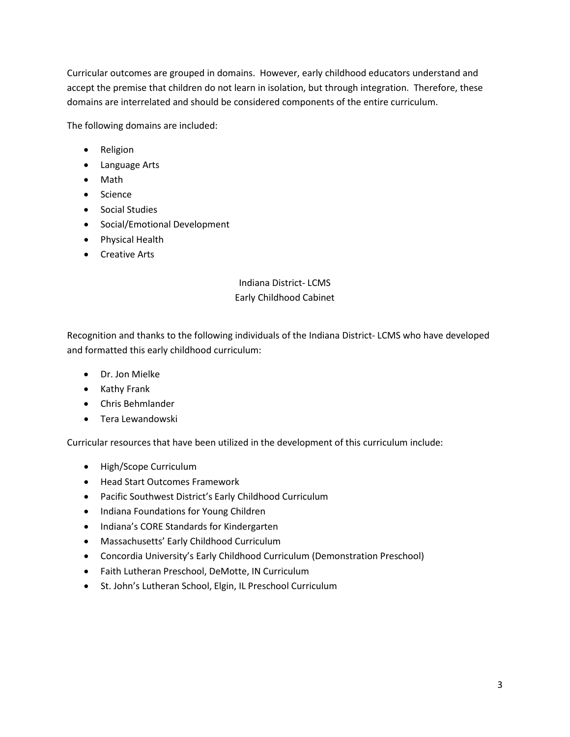Curricular outcomes are grouped in domains. However, early childhood educators understand and accept the premise that children do not learn in isolation, but through integration. Therefore, these domains are interrelated and should be considered components of the entire curriculum.

The following domains are included:

- Religion
- Language Arts
- Math
- Science
- Social Studies
- Social/Emotional Development
- Physical Health
- Creative Arts

Indiana District- LCMS
Early Childhood Cabinet

Recognition and thanks to the following individuals of the Indiana District- LCMS who have developed and formatted this early childhood curriculum:

- Dr. Jon Mielke
- Kathy Frank
- Chris Behmlander
- Tera Lewandowski

Curricular resources that have been utilized in the development of this curriculum include:

- High/Scope Curriculum
- Head Start Outcomes Framework
- Pacific Southwest District's Early Childhood Curriculum
- Indiana Foundations for Young Children
- Indiana's CORE Standards for Kindergarten
- Massachusetts' Early Childhood Curriculum
- Concordia University's Early Childhood Curriculum (Demonstration Preschool)
- Faith Lutheran Preschool, DeMotte, IN Curriculum
- St. John's Lutheran School, Elgin, IL Preschool Curriculum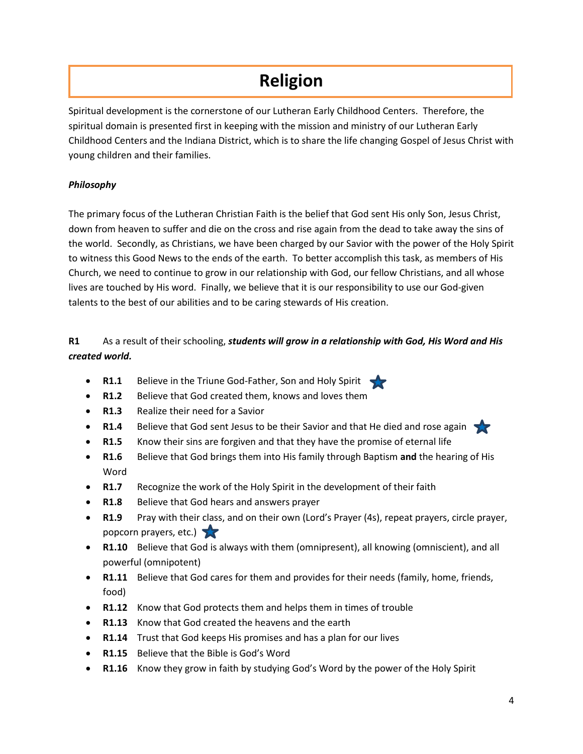# Religion

Spiritual development is the cornerstone of our Lutheran Early Childhood Centers. Therefore, the spiritual domain is presented first in keeping with the mission and ministry of our Lutheran Early Childhood Centers and the Indiana District, which is to share the life changing Gospel of Jesus Christ with young children and their families.

***Philosophy***

The primary focus of the Lutheran Christian Faith is the belief that God sent His only Son, Jesus Christ, down from heaven to suffer and die on the cross and rise again from the dead to take away the sins of the world. Secondly, as Christians, we have been charged by our Savior with the power of the Holy Spirit to witness this Good News to the ends of the earth. To better accomplish this task, as members of His Church, we need to continue to grow in our relationship with God, our fellow Christians, and all whose lives are touched by His word. Finally, we believe that it is our responsibility to use our God-given talents to the best of our abilities and to be caring stewards of His creation.

**R1** As a result of their schooling, ***students will grow in a relationship with God, His Word and His created world.***

- **R1.1** Believe in the Triune God-Father, Son and Holy Spirit ★
- **R1.2** Believe that God created them, knows and loves them
- **R1.3** Realize their need for a Savior
- **R1.4** Believe that God sent Jesus to be their Savior and that He died and rose again ★
- **R1.5** Know their sins are forgiven and that they have the promise of eternal life
- **R1.6** Believe that God brings them into His family through Baptism **and** the hearing of His Word
- **R1.7** Recognize the work of the Holy Spirit in the development of their faith
- **R1.8** Believe that God hears and answers prayer
- **R1.9** Pray with their class, and on their own (Lord's Prayer (4s), repeat prayers, circle prayer, popcorn prayers, etc.) ★
- **R1.10** Believe that God is always with them (omnipresent), all knowing (omniscient), and all powerful (omnipotent)
- **R1.11** Believe that God cares for them and provides for their needs (family, home, friends, food)
- **R1.12** Know that God protects them and helps them in times of trouble
- **R1.13** Know that God created the heavens and the earth
- **R1.14** Trust that God keeps His promises and has a plan for our lives
- **R1.15** Believe that the Bible is God's Word
- **R1.16** Know they grow in faith by studying God's Word by the power of the Holy Spirit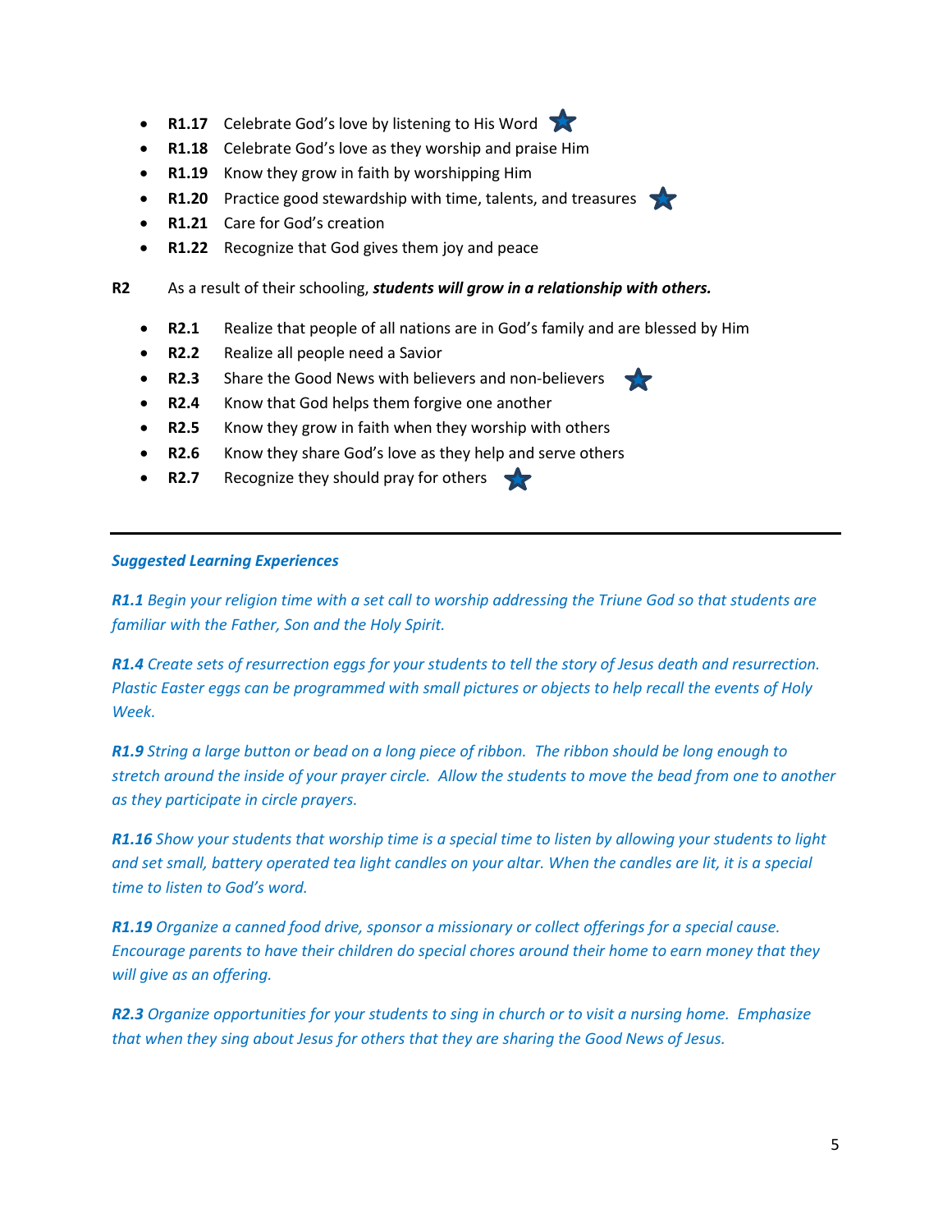- **R1.17** Celebrate God's love by listening to His Word ★
- **R1.18** Celebrate God's love as they worship and praise Him
- **R1.19** Know they grow in faith by worshipping Him
- **R1.20** Practice good stewardship with time, talents, and treasures ★
- **R1.21** Care for God's creation
- **R1.22** Recognize that God gives them joy and peace

**R2** As a result of their schooling, ***students will grow in a relationship with others.***

- **R2.1** Realize that people of all nations are in God's family and are blessed by Him
- **R2.2** Realize all people need a Savior
- **R2.3** Share the Good News with believers and non-believers ★
- **R2.4** Know that God helps them forgive one another
- **R2.5** Know they grow in faith when they worship with others
- **R2.6** Know they share God's love as they help and serve others
- **R2.7** Recognize they should pray for others ★

---

***Suggested Learning Experiences***

***R1.1*** *Begin your religion time with a set call to worship addressing the Triune God so that students are familiar with the Father, Son and the Holy Spirit.*

***R1.4*** *Create sets of resurrection eggs for your students to tell the story of Jesus death and resurrection. Plastic Easter eggs can be programmed with small pictures or objects to help recall the events of Holy Week.*

***R1.9*** *String a large button or bead on a long piece of ribbon. The ribbon should be long enough to stretch around the inside of your prayer circle. Allow the students to move the bead from one to another as they participate in circle prayers.*

***R1.16*** *Show your students that worship time is a special time to listen by allowing your students to light and set small, battery operated tea light candles on your altar. When the candles are lit, it is a special time to listen to God's word.*

***R1.19*** *Organize a canned food drive, sponsor a missionary or collect offerings for a special cause. Encourage parents to have their children do special chores around their home to earn money that they will give as an offering.*

***R2.3*** *Organize opportunities for your students to sing in church or to visit a nursing home. Emphasize that when they sing about Jesus for others that they are sharing the Good News of Jesus.*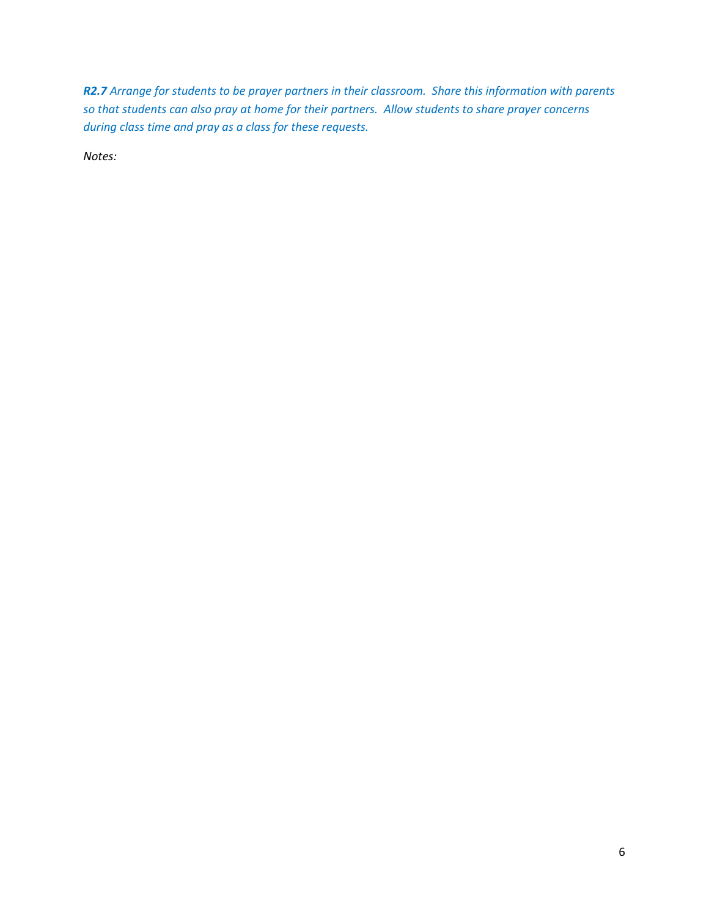***R2.7** Arrange for students to be prayer partners in their classroom. Share this information with parents so that students can also pray at home for their partners. Allow students to share prayer concerns during class time and pray as a class for these requests.*

*Notes:*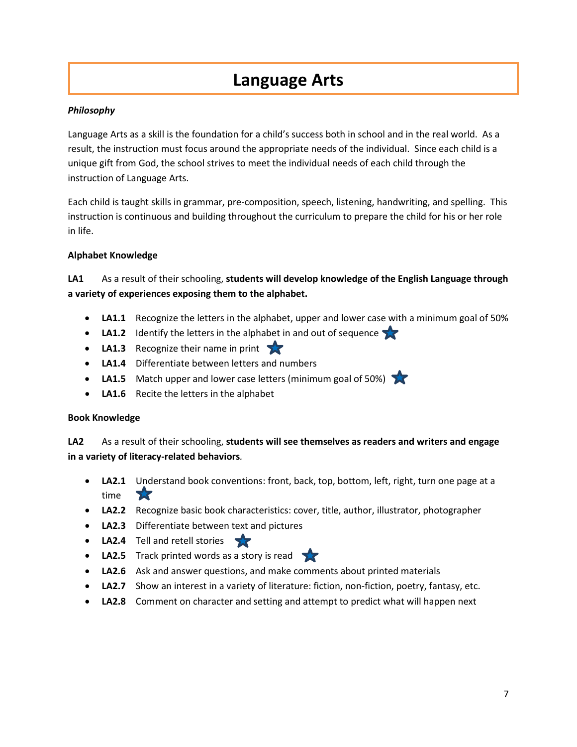# Language Arts

***Philosophy***

Language Arts as a skill is the foundation for a child's success both in school and in the real world. As a result, the instruction must focus around the appropriate needs of the individual. Since each child is a unique gift from God, the school strives to meet the individual needs of each child through the instruction of Language Arts.

Each child is taught skills in grammar, pre-composition, speech, listening, handwriting, and spelling. This instruction is continuous and building throughout the curriculum to prepare the child for his or her role in life.

**Alphabet Knowledge**

**LA1** As a result of their schooling, **students will develop knowledge of the English Language through a variety of experiences exposing them to the alphabet.**

- **LA1.1** Recognize the letters in the alphabet, upper and lower case with a minimum goal of 50%
- **LA1.2** Identify the letters in the alphabet in and out of sequence ★
- **LA1.3** Recognize their name in print ★
- **LA1.4** Differentiate between letters and numbers
- **LA1.5** Match upper and lower case letters (minimum goal of 50%) ★
- **LA1.6** Recite the letters in the alphabet

**Book Knowledge**

**LA2** As a result of their schooling, **students will see themselves as readers and writers and engage in a variety of literacy-related behaviors**.

- **LA2.1** Understand book conventions: front, back, top, bottom, left, right, turn one page at a time ★
- **LA2.2** Recognize basic book characteristics: cover, title, author, illustrator, photographer
- **LA2.3** Differentiate between text and pictures
- **LA2.4** Tell and retell stories ★
- **LA2.5** Track printed words as a story is read ★
- **LA2.6** Ask and answer questions, and make comments about printed materials
- **LA2.7** Show an interest in a variety of literature: fiction, non-fiction, poetry, fantasy, etc.
- **LA2.8** Comment on character and setting and attempt to predict what will happen next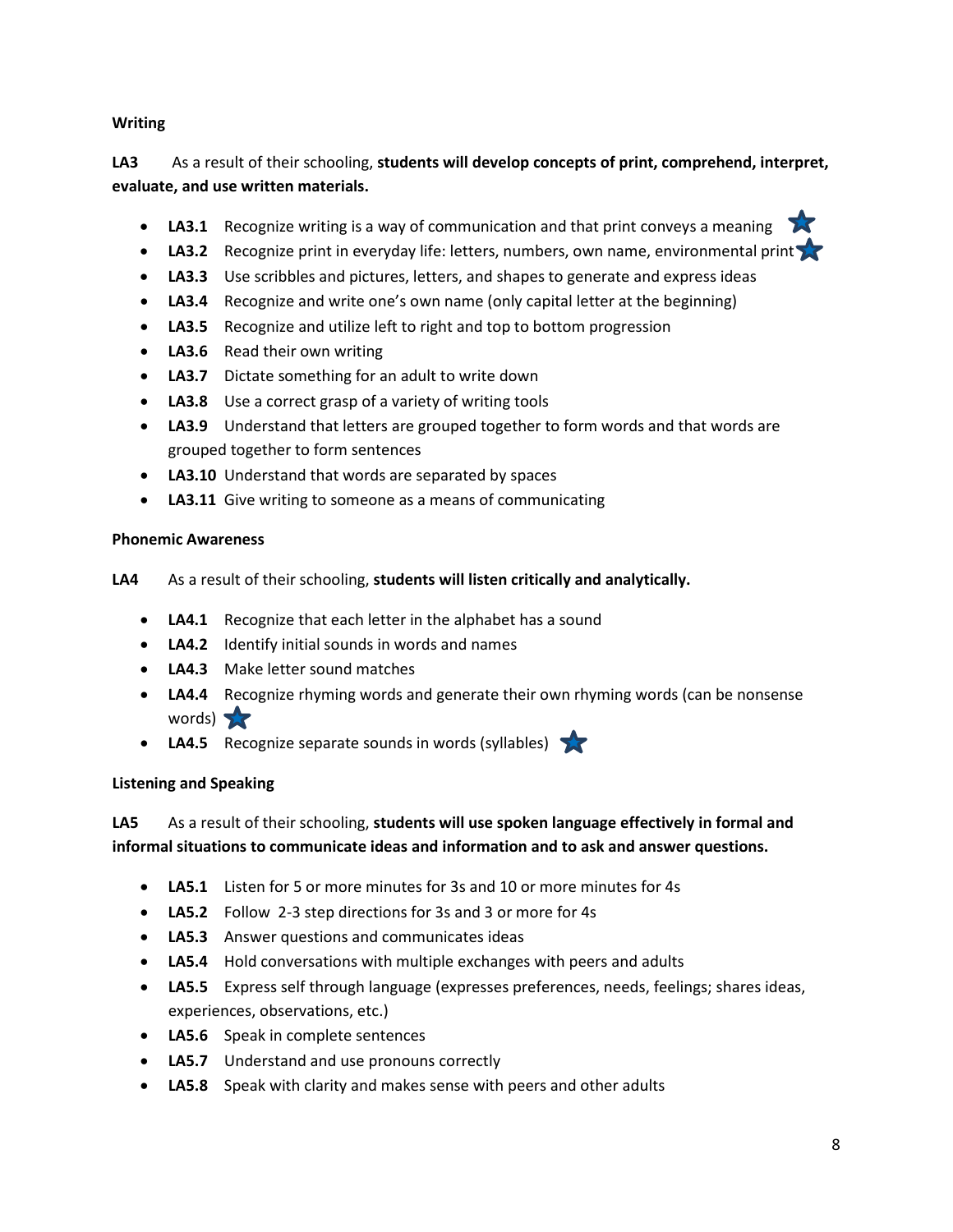**Writing**

**LA3** As a result of their schooling, **students will develop concepts of print, comprehend, interpret, evaluate, and use written materials.**

- **LA3.1** Recognize writing is a way of communication and that print conveys a meaning ★
- **LA3.2** Recognize print in everyday life: letters, numbers, own name, environmental print ★
- **LA3.3** Use scribbles and pictures, letters, and shapes to generate and express ideas
- **LA3.4** Recognize and write one's own name (only capital letter at the beginning)
- **LA3.5** Recognize and utilize left to right and top to bottom progression
- **LA3.6** Read their own writing
- **LA3.7** Dictate something for an adult to write down
- **LA3.8** Use a correct grasp of a variety of writing tools
- **LA3.9** Understand that letters are grouped together to form words and that words are grouped together to form sentences
- **LA3.10** Understand that words are separated by spaces
- **LA3.11** Give writing to someone as a means of communicating

**Phonemic Awareness**

**LA4** As a result of their schooling, **students will listen critically and analytically.**

- **LA4.1** Recognize that each letter in the alphabet has a sound
- **LA4.2** Identify initial sounds in words and names
- **LA4.3** Make letter sound matches
- **LA4.4** Recognize rhyming words and generate their own rhyming words (can be nonsense words) ★
- **LA4.5** Recognize separate sounds in words (syllables) ★

**Listening and Speaking**

**LA5** As a result of their schooling, **students will use spoken language effectively in formal and informal situations to communicate ideas and information and to ask and answer questions.**

- **LA5.1** Listen for 5 or more minutes for 3s and 10 or more minutes for 4s
- **LA5.2** Follow 2-3 step directions for 3s and 3 or more for 4s
- **LA5.3** Answer questions and communicates ideas
- **LA5.4** Hold conversations with multiple exchanges with peers and adults
- **LA5.5** Express self through language (expresses preferences, needs, feelings; shares ideas, experiences, observations, etc.)
- **LA5.6** Speak in complete sentences
- **LA5.7** Understand and use pronouns correctly
- **LA5.8** Speak with clarity and makes sense with peers and other adults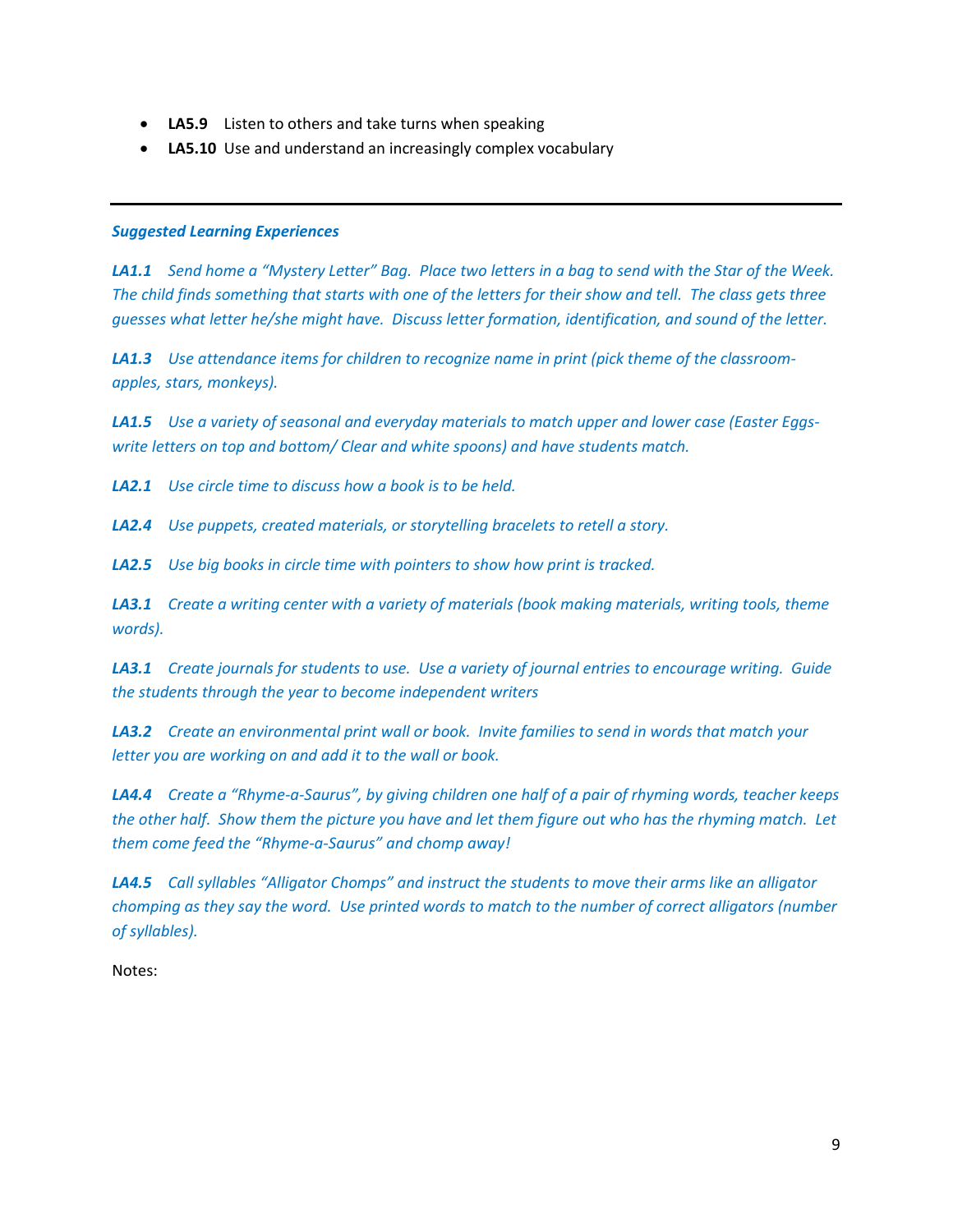- **LA5.9** Listen to others and take turns when speaking
- **LA5.10** Use and understand an increasingly complex vocabulary

---

***Suggested Learning Experiences***

***LA1.1*** *Send home a "Mystery Letter" Bag. Place two letters in a bag to send with the Star of the Week. The child finds something that starts with one of the letters for their show and tell. The class gets three guesses what letter he/she might have. Discuss letter formation, identification, and sound of the letter.*

***LA1.3*** *Use attendance items for children to recognize name in print (pick theme of the classroom- apples, stars, monkeys).*

***LA1.5*** *Use a variety of seasonal and everyday materials to match upper and lower case (Easter Eggs- write letters on top and bottom/ Clear and white spoons) and have students match.*

***LA2.1*** *Use circle time to discuss how a book is to be held.*

***LA2.4*** *Use puppets, created materials, or storytelling bracelets to retell a story.*

***LA2.5*** *Use big books in circle time with pointers to show how print is tracked.*

***LA3.1*** *Create a writing center with a variety of materials (book making materials, writing tools, theme words).*

***LA3.1*** *Create journals for students to use. Use a variety of journal entries to encourage writing. Guide the students through the year to become independent writers*

***LA3.2*** *Create an environmental print wall or book. Invite families to send in words that match your letter you are working on and add it to the wall or book.*

***LA4.4*** *Create a "Rhyme-a-Saurus", by giving children one half of a pair of rhyming words, teacher keeps the other half. Show them the picture you have and let them figure out who has the rhyming match. Let them come feed the "Rhyme-a-Saurus" and chomp away!*

***LA4.5*** *Call syllables "Alligator Chomps" and instruct the students to move their arms like an alligator chomping as they say the word. Use printed words to match to the number of correct alligators (number of syllables).*

Notes: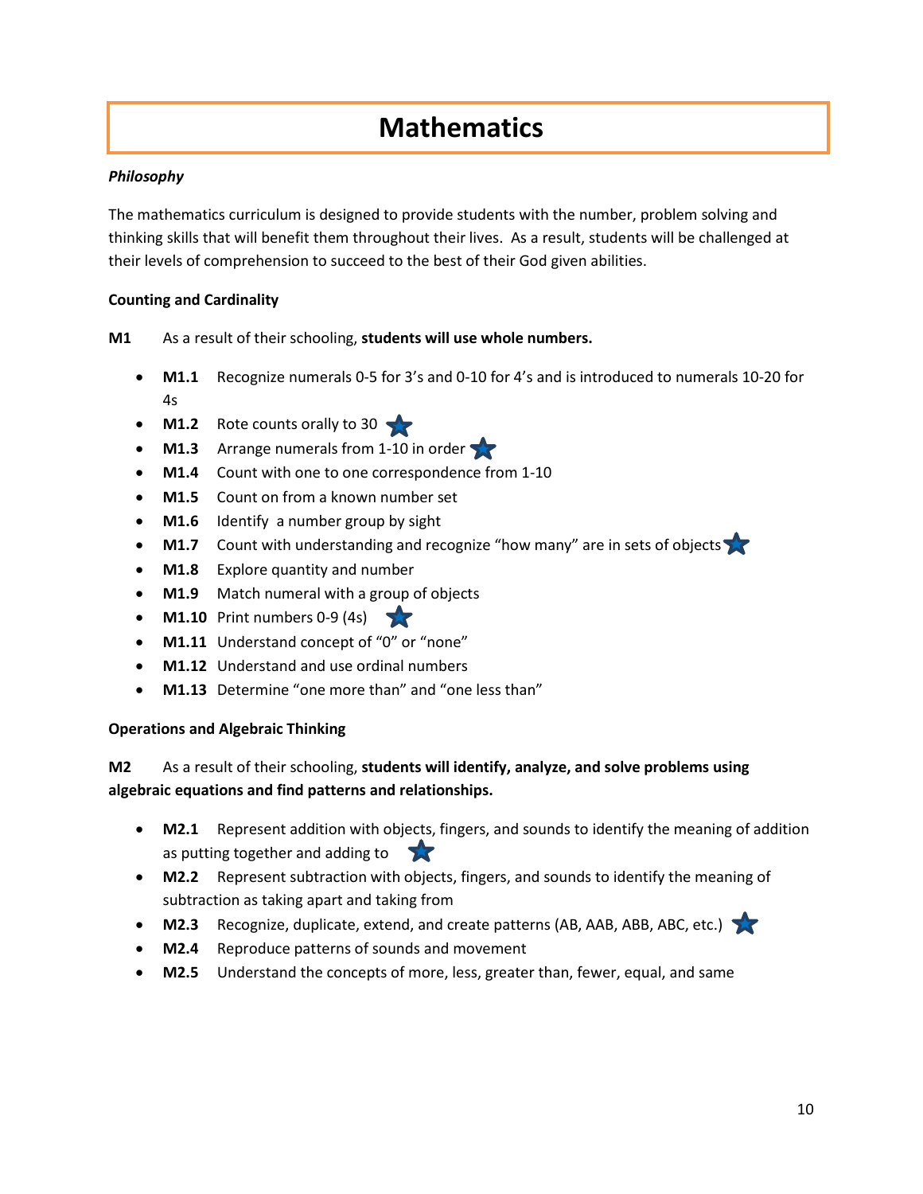# Mathematics

***Philosophy***

The mathematics curriculum is designed to provide students with the number, problem solving and thinking skills that will benefit them throughout their lives. As a result, students will be challenged at their levels of comprehension to succeed to the best of their God given abilities.

**Counting and Cardinality**

**M1** As a result of their schooling, **students will use whole numbers.**

- **M1.1** Recognize numerals 0-5 for 3's and 0-10 for 4's and is introduced to numerals 10-20 for 4s
- **M1.2** Rote counts orally to 30 ★
- **M1.3** Arrange numerals from 1-10 in order ★
- **M1.4** Count with one to one correspondence from 1-10
- **M1.5** Count on from a known number set
- **M1.6** Identify a number group by sight
- **M1.7** Count with understanding and recognize "how many" are in sets of objects ★
- **M1.8** Explore quantity and number
- **M1.9** Match numeral with a group of objects
- **M1.10** Print numbers 0-9 (4s) ★
- **M1.11** Understand concept of "0" or "none"
- **M1.12** Understand and use ordinal numbers
- **M1.13** Determine "one more than" and "one less than"

**Operations and Algebraic Thinking**

**M2** As a result of their schooling, **students will identify, analyze, and solve problems using algebraic equations and find patterns and relationships.**

- **M2.1** Represent addition with objects, fingers, and sounds to identify the meaning of addition as putting together and adding to ★
- **M2.2** Represent subtraction with objects, fingers, and sounds to identify the meaning of subtraction as taking apart and taking from
- **M2.3** Recognize, duplicate, extend, and create patterns (AB, AAB, ABB, ABC, etc.) ★
- **M2.4** Reproduce patterns of sounds and movement
- **M2.5** Understand the concepts of more, less, greater than, fewer, equal, and same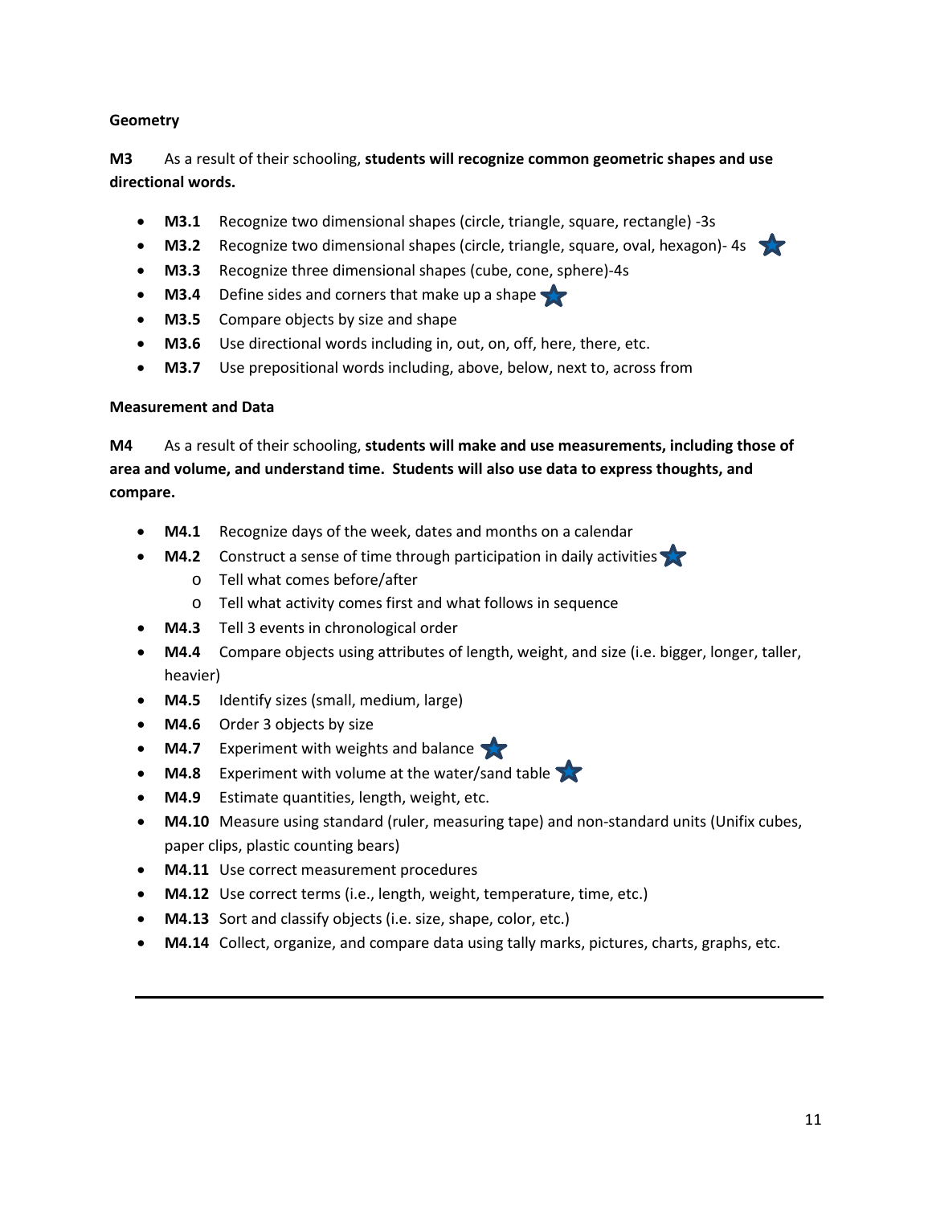**Geometry**

**M3** As a result of their schooling, **students will recognize common geometric shapes and use directional words.**

- **M3.1** Recognize two dimensional shapes (circle, triangle, square, rectangle) -3s
- **M3.2** Recognize two dimensional shapes (circle, triangle, square, oval, hexagon)- 4s ★
- **M3.3** Recognize three dimensional shapes (cube, cone, sphere)-4s
- **M3.4** Define sides and corners that make up a shape ★
- **M3.5** Compare objects by size and shape
- **M3.6** Use directional words including in, out, on, off, here, there, etc.
- **M3.7** Use prepositional words including, above, below, next to, across from

**Measurement and Data**

**M4** As a result of their schooling, **students will make and use measurements, including those of area and volume, and understand time. Students will also use data to express thoughts, and compare.**

- **M4.1** Recognize days of the week, dates and months on a calendar
- **M4.2** Construct a sense of time through participation in daily activities ★
  - Tell what comes before/after
  - Tell what activity comes first and what follows in sequence
- **M4.3** Tell 3 events in chronological order
- **M4.4** Compare objects using attributes of length, weight, and size (i.e. bigger, longer, taller, heavier)
- **M4.5** Identify sizes (small, medium, large)
- **M4.6** Order 3 objects by size
- **M4.7** Experiment with weights and balance ★
- **M4.8** Experiment with volume at the water/sand table ★
- **M4.9** Estimate quantities, length, weight, etc.
- **M4.10** Measure using standard (ruler, measuring tape) and non-standard units (Unifix cubes, paper clips, plastic counting bears)
- **M4.11** Use correct measurement procedures
- **M4.12** Use correct terms (i.e., length, weight, temperature, time, etc.)
- **M4.13** Sort and classify objects (i.e. size, shape, color, etc.)
- **M4.14** Collect, organize, and compare data using tally marks, pictures, charts, graphs, etc.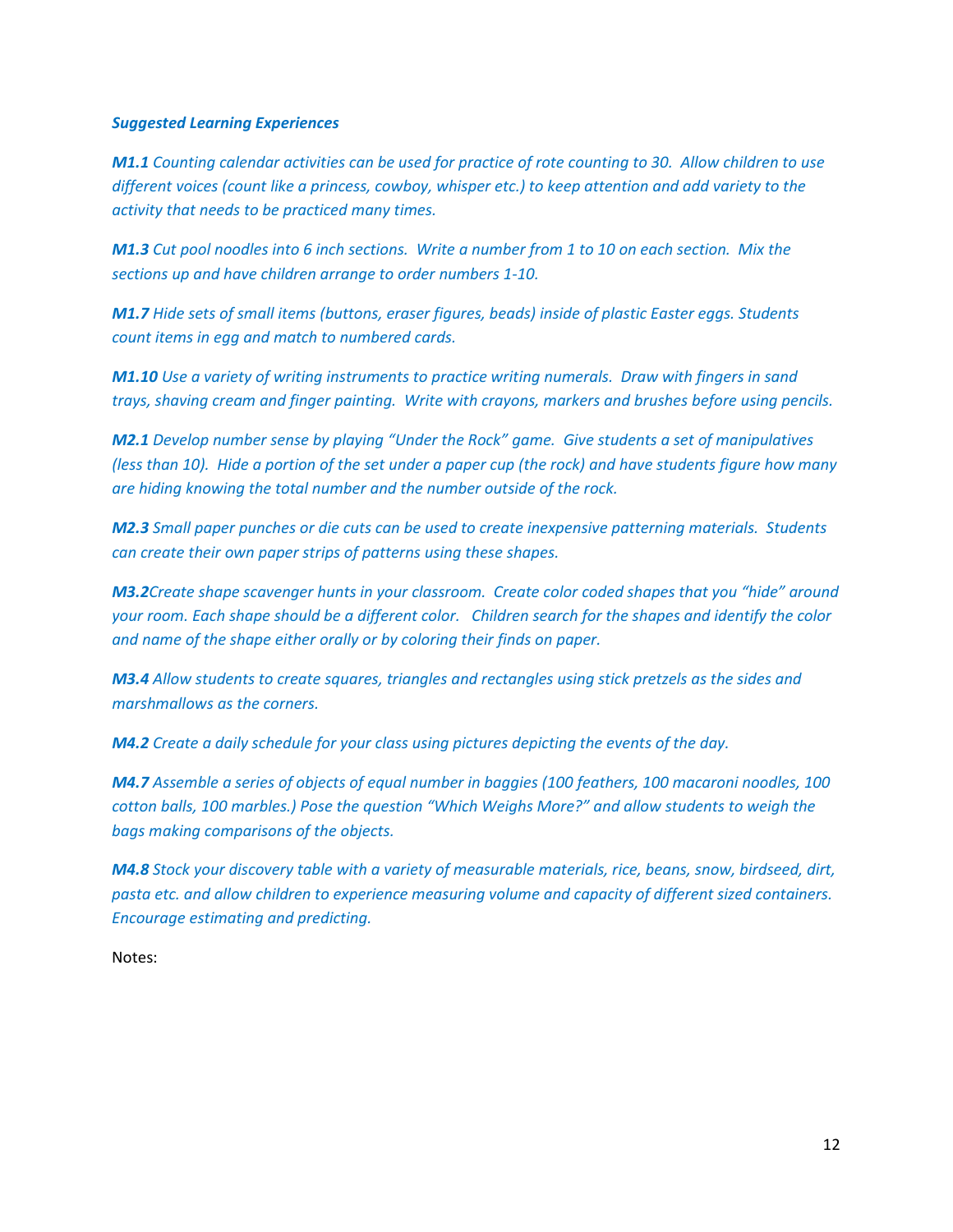***Suggested Learning Experiences***

***M1.1*** *Counting calendar activities can be used for practice of rote counting to 30. Allow children to use different voices (count like a princess, cowboy, whisper etc.) to keep attention and add variety to the activity that needs to be practiced many times.*

***M1.3*** *Cut pool noodles into 6 inch sections. Write a number from 1 to 10 on each section. Mix the sections up and have children arrange to order numbers 1-10.*

***M1.7*** *Hide sets of small items (buttons, eraser figures, beads) inside of plastic Easter eggs. Students count items in egg and match to numbered cards.*

***M1.10*** *Use a variety of writing instruments to practice writing numerals. Draw with fingers in sand trays, shaving cream and finger painting. Write with crayons, markers and brushes before using pencils.*

***M2.1*** *Develop number sense by playing "Under the Rock" game. Give students a set of manipulatives (less than 10). Hide a portion of the set under a paper cup (the rock) and have students figure how many are hiding knowing the total number and the number outside of the rock.*

***M2.3*** *Small paper punches or die cuts can be used to create inexpensive patterning materials. Students can create their own paper strips of patterns using these shapes.*

***M3.2****Create shape scavenger hunts in your classroom. Create color coded shapes that you "hide" around your room. Each shape should be a different color. Children search for the shapes and identify the color and name of the shape either orally or by coloring their finds on paper.*

***M3.4*** *Allow students to create squares, triangles and rectangles using stick pretzels as the sides and marshmallows as the corners.*

***M4.2*** *Create a daily schedule for your class using pictures depicting the events of the day.*

***M4.7*** *Assemble a series of objects of equal number in baggies (100 feathers, 100 macaroni noodles, 100 cotton balls, 100 marbles.) Pose the question "Which Weighs More?" and allow students to weigh the bags making comparisons of the objects.*

***M4.8*** *Stock your discovery table with a variety of measurable materials, rice, beans, snow, birdseed, dirt, pasta etc. and allow children to experience measuring volume and capacity of different sized containers. Encourage estimating and predicting.*

Notes: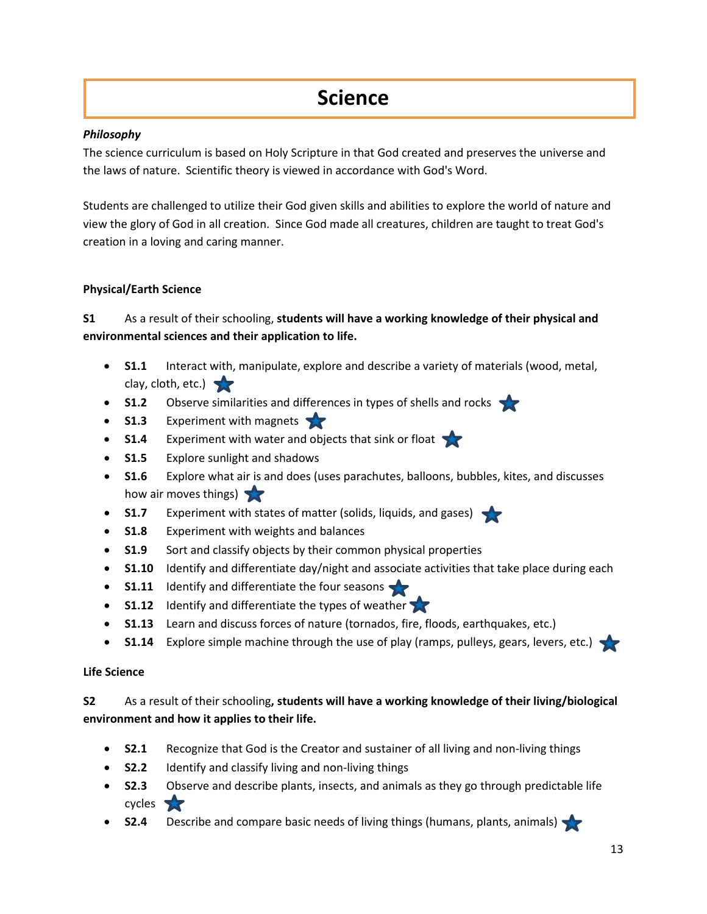# Science

***Philosophy***

The science curriculum is based on Holy Scripture in that God created and preserves the universe and the laws of nature. Scientific theory is viewed in accordance with God's Word.

Students are challenged to utilize their God given skills and abilities to explore the world of nature and view the glory of God in all creation. Since God made all creatures, children are taught to treat God's creation in a loving and caring manner.

**Physical/Earth Science**

**S1** As a result of their schooling, **students will have a working knowledge of their physical and environmental sciences and their application to life.**

- **S1.1** Interact with, manipulate, explore and describe a variety of materials (wood, metal, clay, cloth, etc.) ★
- **S1.2** Observe similarities and differences in types of shells and rocks ★
- **S1.3** Experiment with magnets ★
- **S1.4** Experiment with water and objects that sink or float ★
- **S1.5** Explore sunlight and shadows
- **S1.6** Explore what air is and does (uses parachutes, balloons, bubbles, kites, and discusses how air moves things) ★
- **S1.7** Experiment with states of matter (solids, liquids, and gases) ★
- **S1.8** Experiment with weights and balances
- **S1.9** Sort and classify objects by their common physical properties
- **S1.10** Identify and differentiate day/night and associate activities that take place during each
- **S1.11** Identify and differentiate the four seasons ★
- **S1.12** Identify and differentiate the types of weather ★
- **S1.13** Learn and discuss forces of nature (tornados, fire, floods, earthquakes, etc.)
- **S1.14** Explore simple machine through the use of play (ramps, pulleys, gears, levers, etc.) ★

**Life Science**

**S2** As a result of their schooling**, students will have a working knowledge of their living/biological environment and how it applies to their life.**

- **S2.1** Recognize that God is the Creator and sustainer of all living and non-living things
- **S2.2** Identify and classify living and non-living things
- **S2.3** Observe and describe plants, insects, and animals as they go through predictable life cycles ★
- **S2.4** Describe and compare basic needs of living things (humans, plants, animals) ★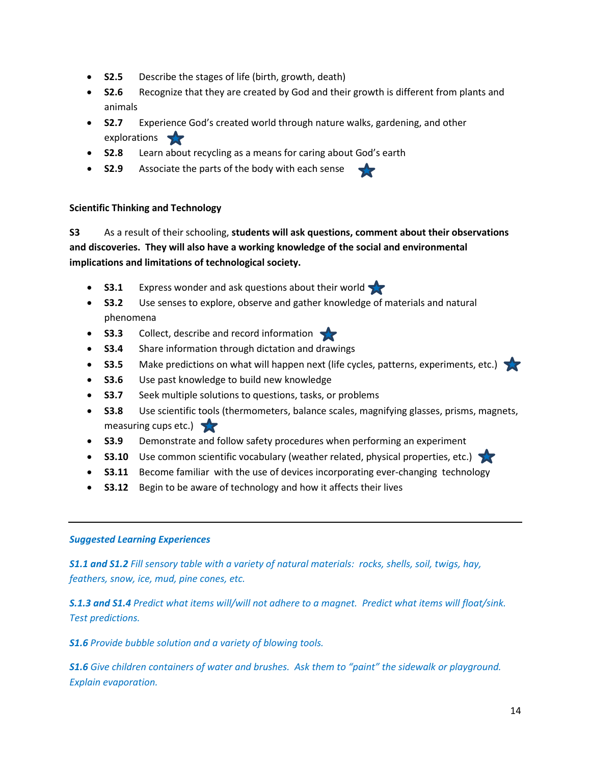- **S2.5** Describe the stages of life (birth, growth, death)
- **S2.6** Recognize that they are created by God and their growth is different from plants and animals
- **S2.7** Experience God's created world through nature walks, gardening, and other explorations ★
- **S2.8** Learn about recycling as a means for caring about God's earth
- **S2.9** Associate the parts of the body with each sense ★

**Scientific Thinking and Technology**

**S3** As a result of their schooling, **students will ask questions, comment about their observations and discoveries. They will also have a working knowledge of the social and environmental implications and limitations of technological society.**

- **S3.1** Express wonder and ask questions about their world ★
- **S3.2** Use senses to explore, observe and gather knowledge of materials and natural phenomena
- **S3.3** Collect, describe and record information ★
- **S3.4** Share information through dictation and drawings
- **S3.5** Make predictions on what will happen next (life cycles, patterns, experiments, etc.) ★
- **S3.6** Use past knowledge to build new knowledge
- **S3.7** Seek multiple solutions to questions, tasks, or problems
- **S3.8** Use scientific tools (thermometers, balance scales, magnifying glasses, prisms, magnets, measuring cups etc.) ★
- **S3.9** Demonstrate and follow safety procedures when performing an experiment
- **S3.10** Use common scientific vocabulary (weather related, physical properties, etc.) ★
- **S3.11** Become familiar with the use of devices incorporating ever-changing technology
- **S3.12** Begin to be aware of technology and how it affects their lives

---

***Suggested Learning Experiences***

***S1.1 and S1.2*** *Fill sensory table with a variety of natural materials: rocks, shells, soil, twigs, hay, feathers, snow, ice, mud, pine cones, etc.*

***S.1.3 and S1.4*** *Predict what items will/will not adhere to a magnet. Predict what items will float/sink. Test predictions.*

***S1.6*** *Provide bubble solution and a variety of blowing tools.*

***S1.6*** *Give children containers of water and brushes. Ask them to "paint" the sidewalk or playground. Explain evaporation.*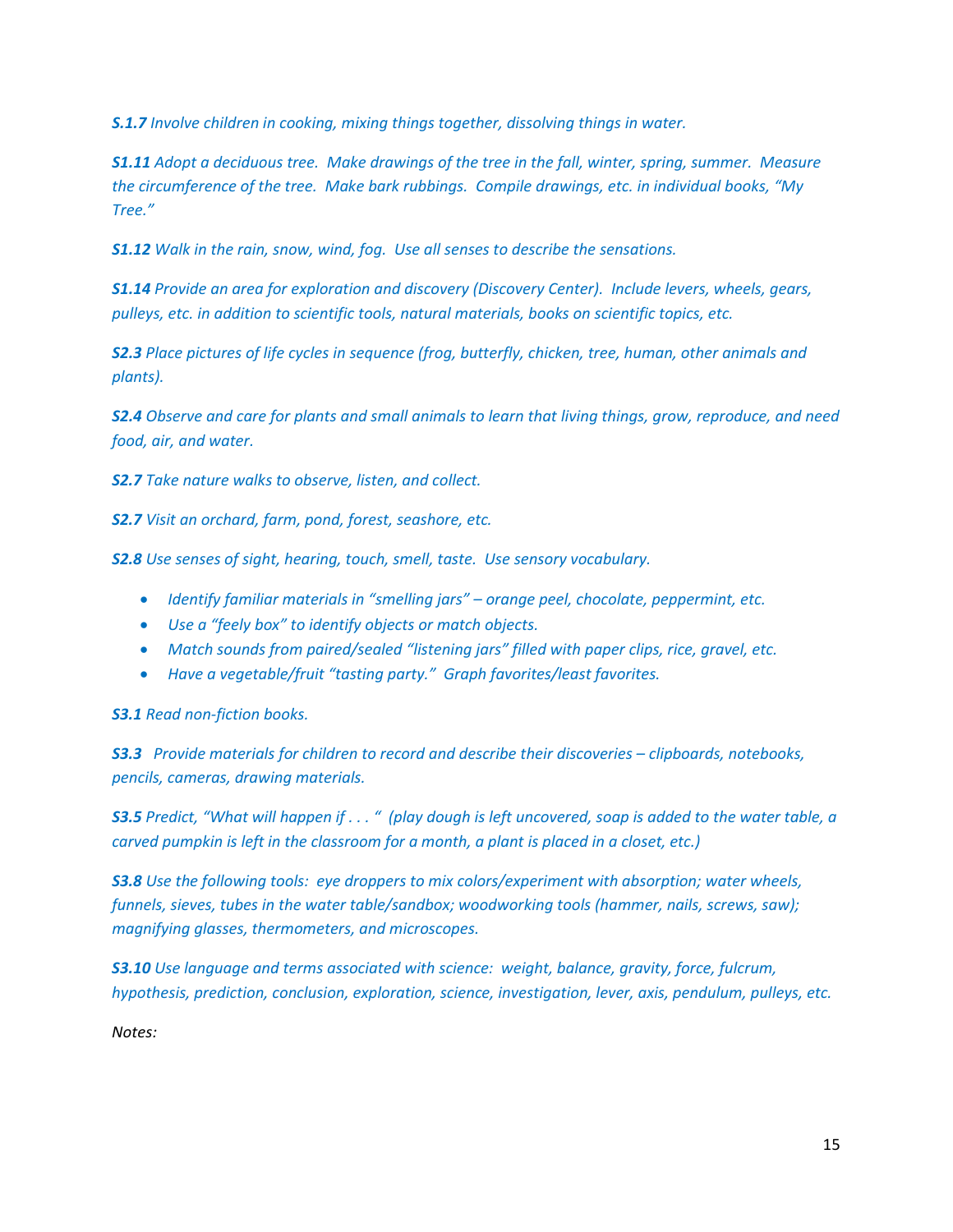***S.1.7*** *Involve children in cooking, mixing things together, dissolving things in water.*

***S1.11*** *Adopt a deciduous tree. Make drawings of the tree in the fall, winter, spring, summer. Measure the circumference of the tree. Make bark rubbings. Compile drawings, etc. in individual books, "My Tree."*

***S1.12*** *Walk in the rain, snow, wind, fog. Use all senses to describe the sensations.*

***S1.14*** *Provide an area for exploration and discovery (Discovery Center). Include levers, wheels, gears, pulleys, etc. in addition to scientific tools, natural materials, books on scientific topics, etc.*

***S2.3*** *Place pictures of life cycles in sequence (frog, butterfly, chicken, tree, human, other animals and plants).*

***S2.4*** *Observe and care for plants and small animals to learn that living things, grow, reproduce, and need food, air, and water.*

***S2.7*** *Take nature walks to observe, listen, and collect.*

***S2.7*** *Visit an orchard, farm, pond, forest, seashore, etc.*

***S2.8*** *Use senses of sight, hearing, touch, smell, taste. Use sensory vocabulary.*

- *Identify familiar materials in "smelling jars" – orange peel, chocolate, peppermint, etc.*
- *Use a "feely box" to identify objects or match objects.*
- *Match sounds from paired/sealed "listening jars" filled with paper clips, rice, gravel, etc.*
- *Have a vegetable/fruit "tasting party." Graph favorites/least favorites.*

***S3.1*** *Read non-fiction books.*

***S3.3*** *Provide materials for children to record and describe their discoveries – clipboards, notebooks, pencils, cameras, drawing materials.*

***S3.5*** *Predict, "What will happen if . . . " (play dough is left uncovered, soap is added to the water table, a carved pumpkin is left in the classroom for a month, a plant is placed in a closet, etc.)*

***S3.8*** *Use the following tools: eye droppers to mix colors/experiment with absorption; water wheels, funnels, sieves, tubes in the water table/sandbox; woodworking tools (hammer, nails, screws, saw); magnifying glasses, thermometers, and microscopes.*

***S3.10*** *Use language and terms associated with science: weight, balance, gravity, force, fulcrum, hypothesis, prediction, conclusion, exploration, science, investigation, lever, axis, pendulum, pulleys, etc.*

*Notes:*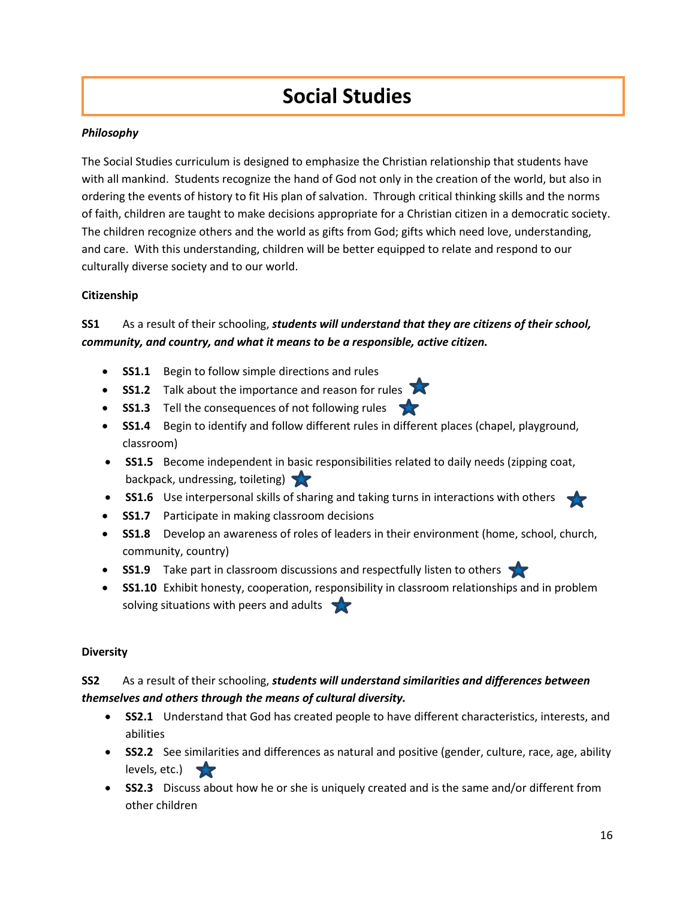# Social Studies

***Philosophy***

The Social Studies curriculum is designed to emphasize the Christian relationship that students have with all mankind. Students recognize the hand of God not only in the creation of the world, but also in ordering the events of history to fit His plan of salvation. Through critical thinking skills and the norms of faith, children are taught to make decisions appropriate for a Christian citizen in a democratic society. The children recognize others and the world as gifts from God; gifts which need love, understanding, and care. With this understanding, children will be better equipped to relate and respond to our culturally diverse society and to our world.

**Citizenship**

**SS1** As a result of their schooling, ***students will understand that they are citizens of their school, community, and country, and what it means to be a responsible, active citizen.***

- **SS1.1** Begin to follow simple directions and rules
- **SS1.2** Talk about the importance and reason for rules ★
- **SS1.3** Tell the consequences of not following rules ★
- **SS1.4** Begin to identify and follow different rules in different places (chapel, playground, classroom)
- **SS1.5** Become independent in basic responsibilities related to daily needs (zipping coat, backpack, undressing, toileting) ★
- **SS1.6** Use interpersonal skills of sharing and taking turns in interactions with others ★
- **SS1.7** Participate in making classroom decisions
- **SS1.8** Develop an awareness of roles of leaders in their environment (home, school, church, community, country)
- **SS1.9** Take part in classroom discussions and respectfully listen to others ★
- **SS1.10** Exhibit honesty, cooperation, responsibility in classroom relationships and in problem solving situations with peers and adults ★

**Diversity**

**SS2** As a result of their schooling, ***students will understand similarities and differences between themselves and others through the means of cultural diversity.***

- **SS2.1** Understand that God has created people to have different characteristics, interests, and abilities
- **SS2.2** See similarities and differences as natural and positive (gender, culture, race, age, ability levels, etc.) ★
- **SS2.3** Discuss about how he or she is uniquely created and is the same and/or different from other children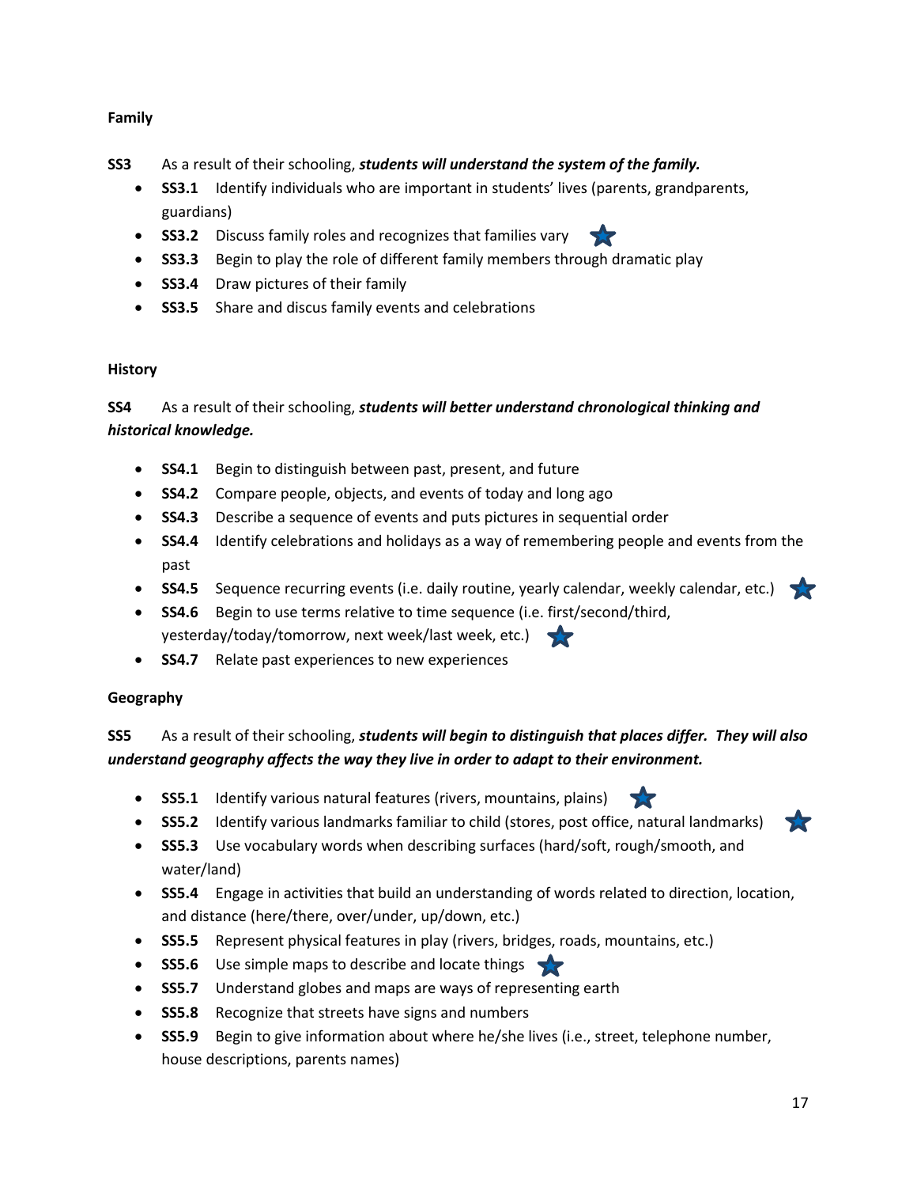**Family**

**SS3** As a result of their schooling, ***students will understand the system of the family.***

- **SS3.1** Identify individuals who are important in students' lives (parents, grandparents, guardians)
- **SS3.2** Discuss family roles and recognizes that families vary ★
- **SS3.3** Begin to play the role of different family members through dramatic play
- **SS3.4** Draw pictures of their family
- **SS3.5** Share and discus family events and celebrations

**History**

**SS4** As a result of their schooling, ***students will better understand chronological thinking and historical knowledge.***

- **SS4.1** Begin to distinguish between past, present, and future
- **SS4.2** Compare people, objects, and events of today and long ago
- **SS4.3** Describe a sequence of events and puts pictures in sequential order
- **SS4.4** Identify celebrations and holidays as a way of remembering people and events from the past
- **SS4.5** Sequence recurring events (i.e. daily routine, yearly calendar, weekly calendar, etc.) ★
- **SS4.6** Begin to use terms relative to time sequence (i.e. first/second/third, yesterday/today/tomorrow, next week/last week, etc.) ★
- **SS4.7** Relate past experiences to new experiences

**Geography**

**SS5** As a result of their schooling, ***students will begin to distinguish that places differ. They will also understand geography affects the way they live in order to adapt to their environment.***

- **SS5.1** Identify various natural features (rivers, mountains, plains) ★
- **SS5.2** Identify various landmarks familiar to child (stores, post office, natural landmarks) ★
- **SS5.3** Use vocabulary words when describing surfaces (hard/soft, rough/smooth, and water/land)
- **SS5.4** Engage in activities that build an understanding of words related to direction, location, and distance (here/there, over/under, up/down, etc.)
- **SS5.5** Represent physical features in play (rivers, bridges, roads, mountains, etc.)
- **SS5.6** Use simple maps to describe and locate things ★
- **SS5.7** Understand globes and maps are ways of representing earth
- **SS5.8** Recognize that streets have signs and numbers
- **SS5.9** Begin to give information about where he/she lives (i.e., street, telephone number, house descriptions, parents names)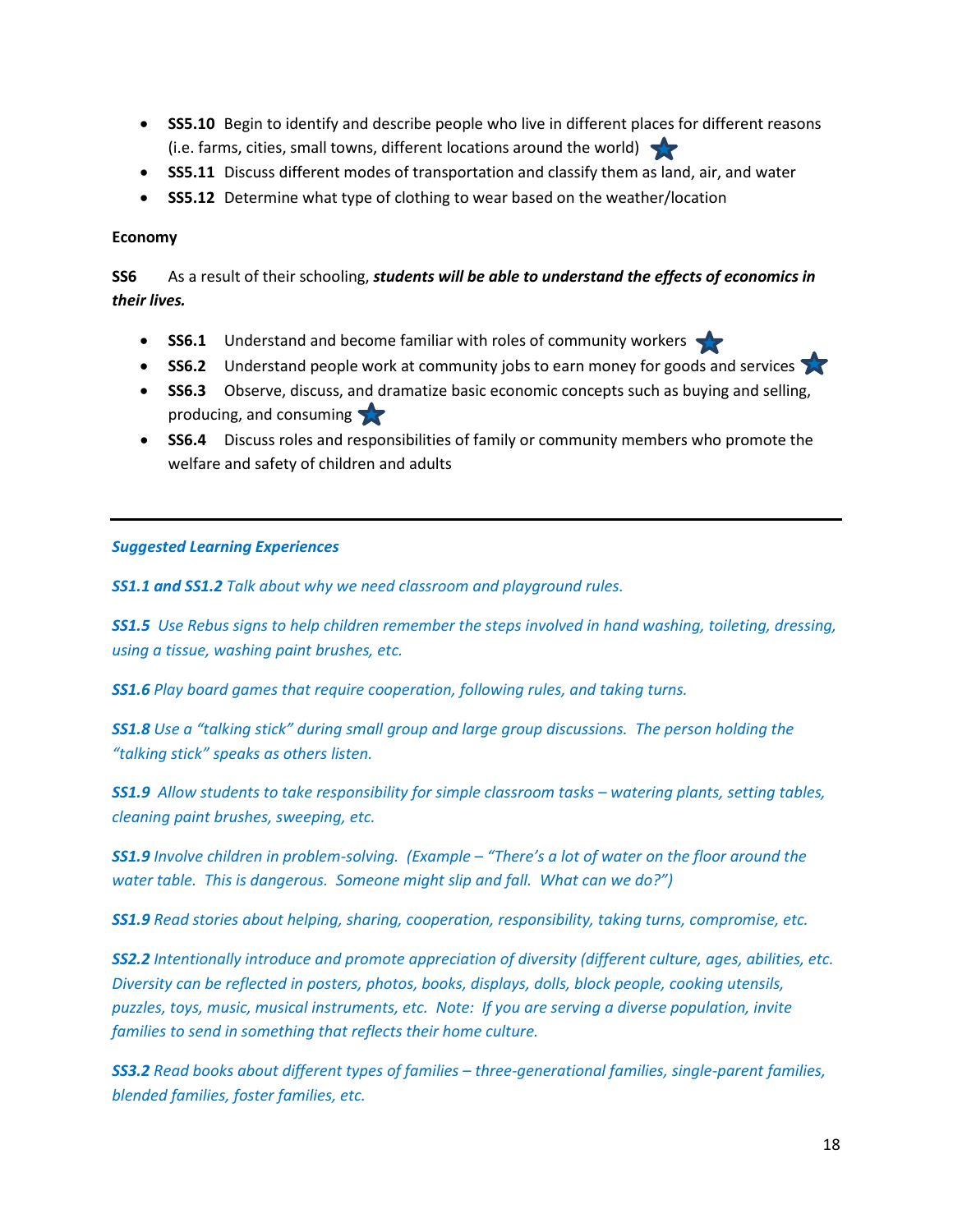- **SS5.10** Begin to identify and describe people who live in different places for different reasons (i.e. farms, cities, small towns, different locations around the world) ★
- **SS5.11** Discuss different modes of transportation and classify them as land, air, and water
- **SS5.12** Determine what type of clothing to wear based on the weather/location

**Economy**

**SS6** As a result of their schooling, ***students will be able to understand the effects of economics in their lives.***

- **SS6.1** Understand and become familiar with roles of community workers ★
- **SS6.2** Understand people work at community jobs to earn money for goods and services ★
- **SS6.3** Observe, discuss, and dramatize basic economic concepts such as buying and selling, producing, and consuming ★
- **SS6.4** Discuss roles and responsibilities of family or community members who promote the welfare and safety of children and adults

---

***Suggested Learning Experiences***

***SS1.1 and SS1.2*** *Talk about why we need classroom and playground rules.*

***SS1.5*** *Use Rebus signs to help children remember the steps involved in hand washing, toileting, dressing, using a tissue, washing paint brushes, etc.*

***SS1.6*** *Play board games that require cooperation, following rules, and taking turns.*

***SS1.8*** *Use a "talking stick" during small group and large group discussions. The person holding the "talking stick" speaks as others listen.*

***SS1.9*** *Allow students to take responsibility for simple classroom tasks – watering plants, setting tables, cleaning paint brushes, sweeping, etc.*

***SS1.9*** *Involve children in problem-solving. (Example – "There's a lot of water on the floor around the water table. This is dangerous. Someone might slip and fall. What can we do?")*

***SS1.9*** *Read stories about helping, sharing, cooperation, responsibility, taking turns, compromise, etc.*

***SS2.2*** *Intentionally introduce and promote appreciation of diversity (different culture, ages, abilities, etc. Diversity can be reflected in posters, photos, books, displays, dolls, block people, cooking utensils, puzzles, toys, music, musical instruments, etc. Note: If you are serving a diverse population, invite families to send in something that reflects their home culture.*

***SS3.2*** *Read books about different types of families – three-generational families, single-parent families, blended families, foster families, etc.*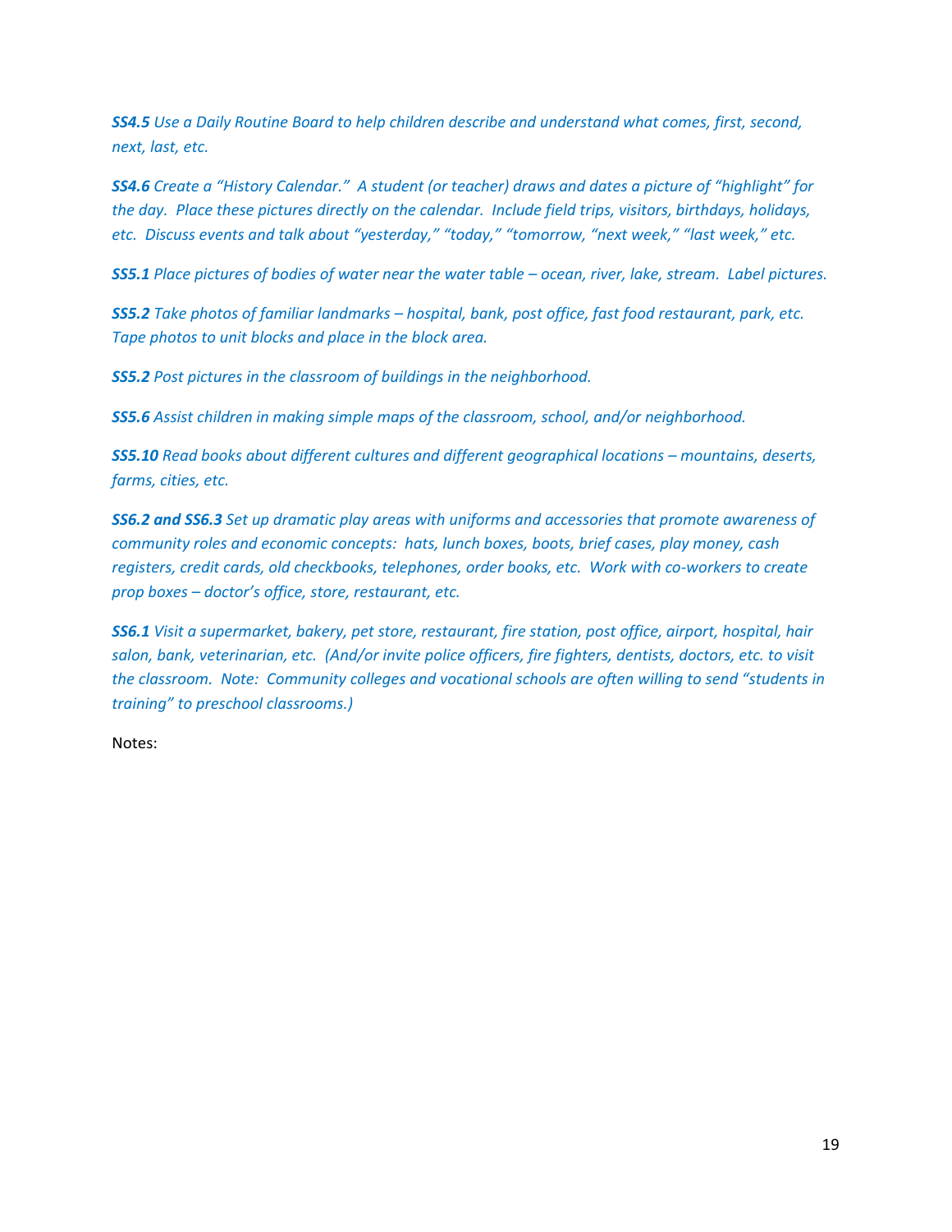***SS4.5*** *Use a Daily Routine Board to help children describe and understand what comes, first, second, next, last, etc.*

***SS4.6*** *Create a "History Calendar." A student (or teacher) draws and dates a picture of "highlight" for the day. Place these pictures directly on the calendar. Include field trips, visitors, birthdays, holidays, etc. Discuss events and talk about "yesterday," "today," "tomorrow, "next week," "last week," etc.*

***SS5.1*** *Place pictures of bodies of water near the water table – ocean, river, lake, stream. Label pictures.*

***SS5.2*** *Take photos of familiar landmarks – hospital, bank, post office, fast food restaurant, park, etc. Tape photos to unit blocks and place in the block area.*

***SS5.2*** *Post pictures in the classroom of buildings in the neighborhood.*

***SS5.6*** *Assist children in making simple maps of the classroom, school, and/or neighborhood.*

***SS5.10*** *Read books about different cultures and different geographical locations – mountains, deserts, farms, cities, etc.*

***SS6.2 and SS6.3*** *Set up dramatic play areas with uniforms and accessories that promote awareness of community roles and economic concepts: hats, lunch boxes, boots, brief cases, play money, cash registers, credit cards, old checkbooks, telephones, order books, etc. Work with co-workers to create prop boxes – doctor's office, store, restaurant, etc.*

***SS6.1*** *Visit a supermarket, bakery, pet store, restaurant, fire station, post office, airport, hospital, hair salon, bank, veterinarian, etc. (And/or invite police officers, fire fighters, dentists, doctors, etc. to visit the classroom. Note: Community colleges and vocational schools are often willing to send "students in training" to preschool classrooms.)*

Notes: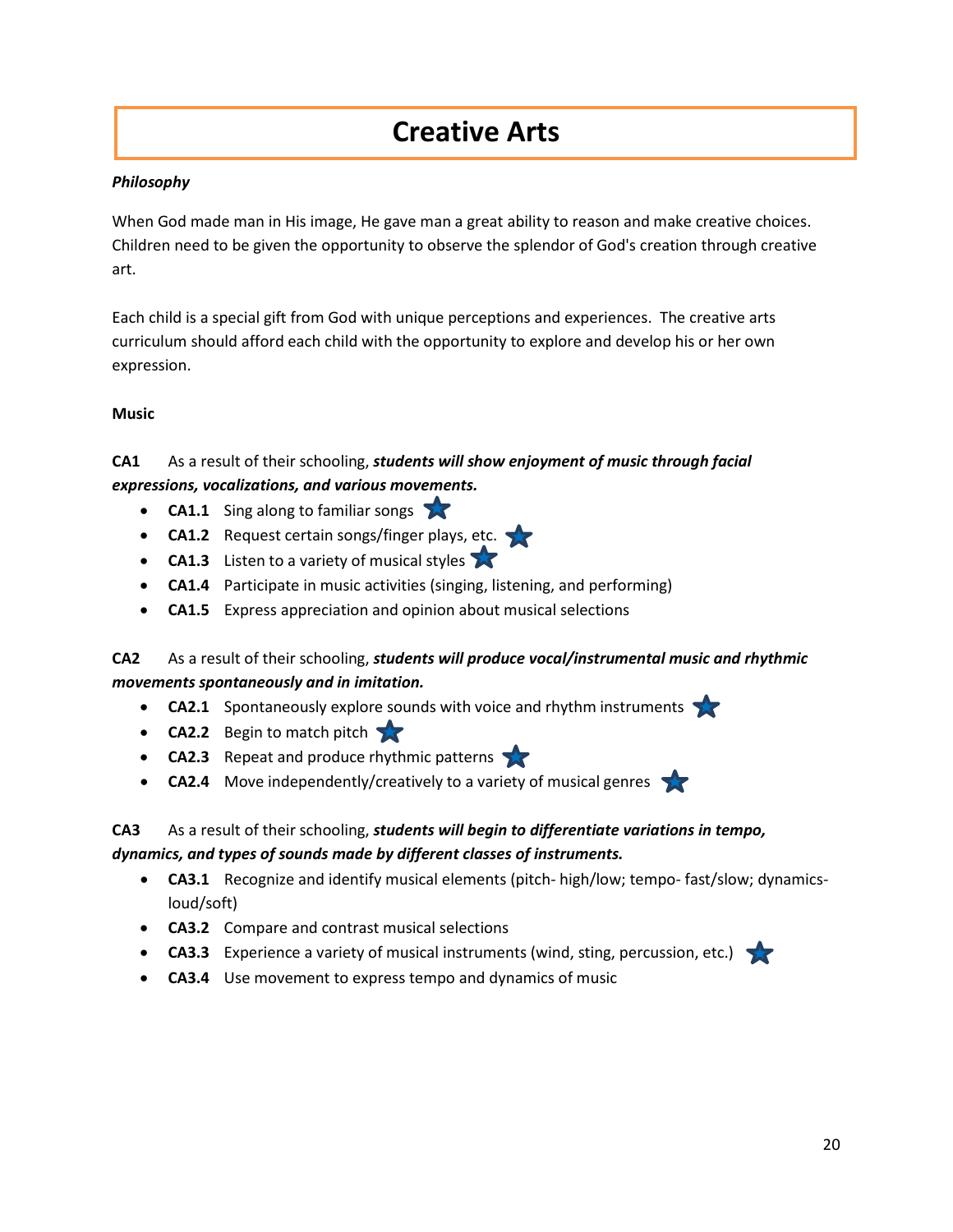# Creative Arts

***Philosophy***

When God made man in His image, He gave man a great ability to reason and make creative choices. Children need to be given the opportunity to observe the splendor of God's creation through creative art.

Each child is a special gift from God with unique perceptions and experiences. The creative arts curriculum should afford each child with the opportunity to explore and develop his or her own expression.

**Music**

**CA1** As a result of their schooling, ***students will show enjoyment of music through facial expressions, vocalizations, and various movements.***

- **CA1.1** Sing along to familiar songs ★
- **CA1.2** Request certain songs/finger plays, etc. ★
- **CA1.3** Listen to a variety of musical styles ★
- **CA1.4** Participate in music activities (singing, listening, and performing)
- **CA1.5** Express appreciation and opinion about musical selections

**CA2** As a result of their schooling, ***students will produce vocal/instrumental music and rhythmic movements spontaneously and in imitation.***

- **CA2.1** Spontaneously explore sounds with voice and rhythm instruments ★
- **CA2.2** Begin to match pitch ★
- **CA2.3** Repeat and produce rhythmic patterns ★
- **CA2.4** Move independently/creatively to a variety of musical genres ★

**CA3** As a result of their schooling, ***students will begin to differentiate variations in tempo, dynamics, and types of sounds made by different classes of instruments.***

- **CA3.1** Recognize and identify musical elements (pitch- high/low; tempo- fast/slow; dynamics- loud/soft)
- **CA3.2** Compare and contrast musical selections
- **CA3.3** Experience a variety of musical instruments (wind, sting, percussion, etc.) ★
- **CA3.4** Use movement to express tempo and dynamics of music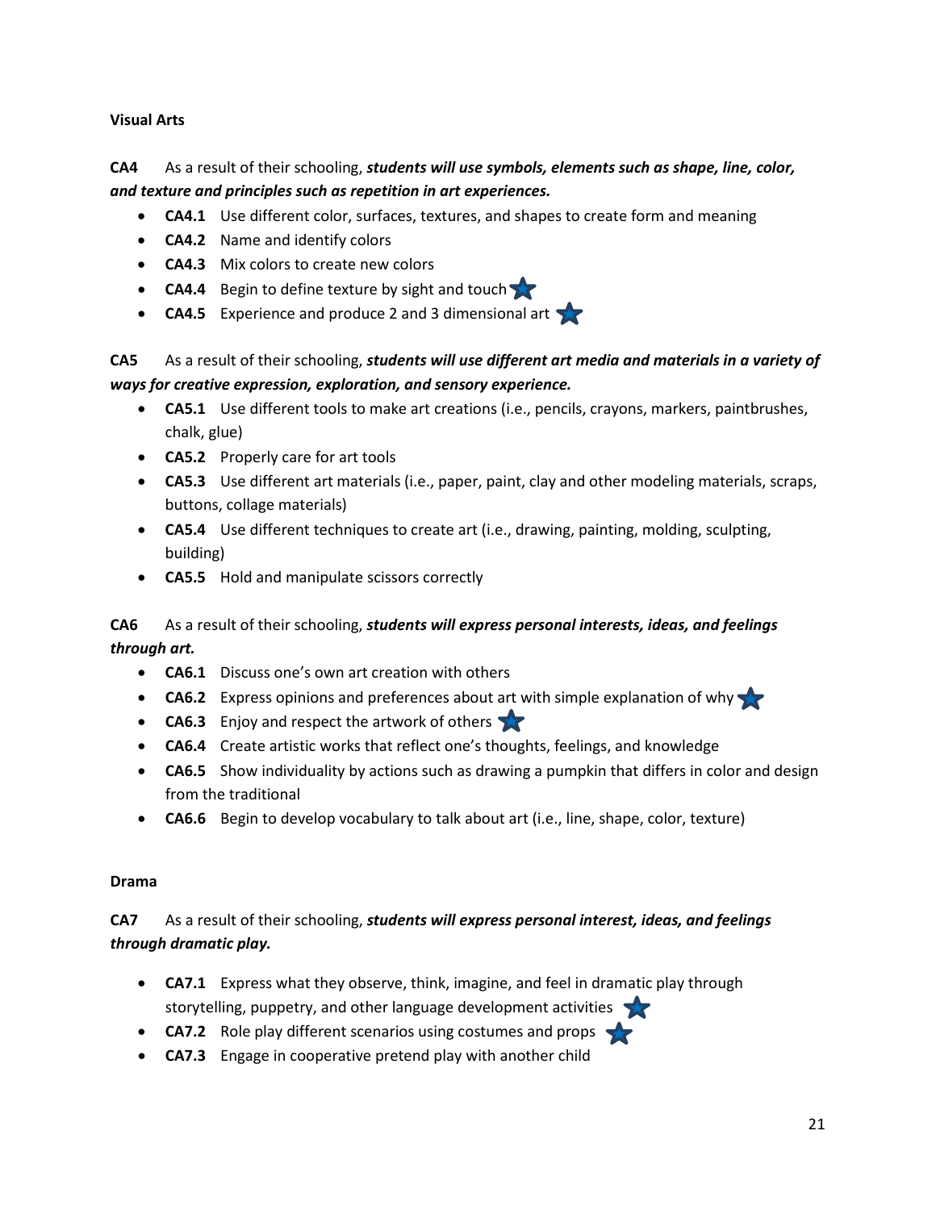**Visual Arts**

**CA4** As a result of their schooling, ***students will use symbols, elements such as shape, line, color, and texture and principles such as repetition in art experiences.***

- **CA4.1** Use different color, surfaces, textures, and shapes to create form and meaning
- **CA4.2** Name and identify colors
- **CA4.3** Mix colors to create new colors
- **CA4.4** Begin to define texture by sight and touch ★
- **CA4.5** Experience and produce 2 and 3 dimensional art ★

**CA5** As a result of their schooling, ***students will use different art media and materials in a variety of ways for creative expression, exploration, and sensory experience.***

- **CA5.1** Use different tools to make art creations (i.e., pencils, crayons, markers, paintbrushes, chalk, glue)
- **CA5.2** Properly care for art tools
- **CA5.3** Use different art materials (i.e., paper, paint, clay and other modeling materials, scraps, buttons, collage materials)
- **CA5.4** Use different techniques to create art (i.e., drawing, painting, molding, sculpting, building)
- **CA5.5** Hold and manipulate scissors correctly

**CA6** As a result of their schooling, ***students will express personal interests, ideas, and feelings through art.***

- **CA6.1** Discuss one's own art creation with others
- **CA6.2** Express opinions and preferences about art with simple explanation of why ★
- **CA6.3** Enjoy and respect the artwork of others ★
- **CA6.4** Create artistic works that reflect one's thoughts, feelings, and knowledge
- **CA6.5** Show individuality by actions such as drawing a pumpkin that differs in color and design from the traditional
- **CA6.6** Begin to develop vocabulary to talk about art (i.e., line, shape, color, texture)

**Drama**

**CA7** As a result of their schooling, ***students will express personal interest, ideas, and feelings through dramatic play.***

- **CA7.1** Express what they observe, think, imagine, and feel in dramatic play through storytelling, puppetry, and other language development activities ★
- **CA7.2** Role play different scenarios using costumes and props ★
- **CA7.3** Engage in cooperative pretend play with another child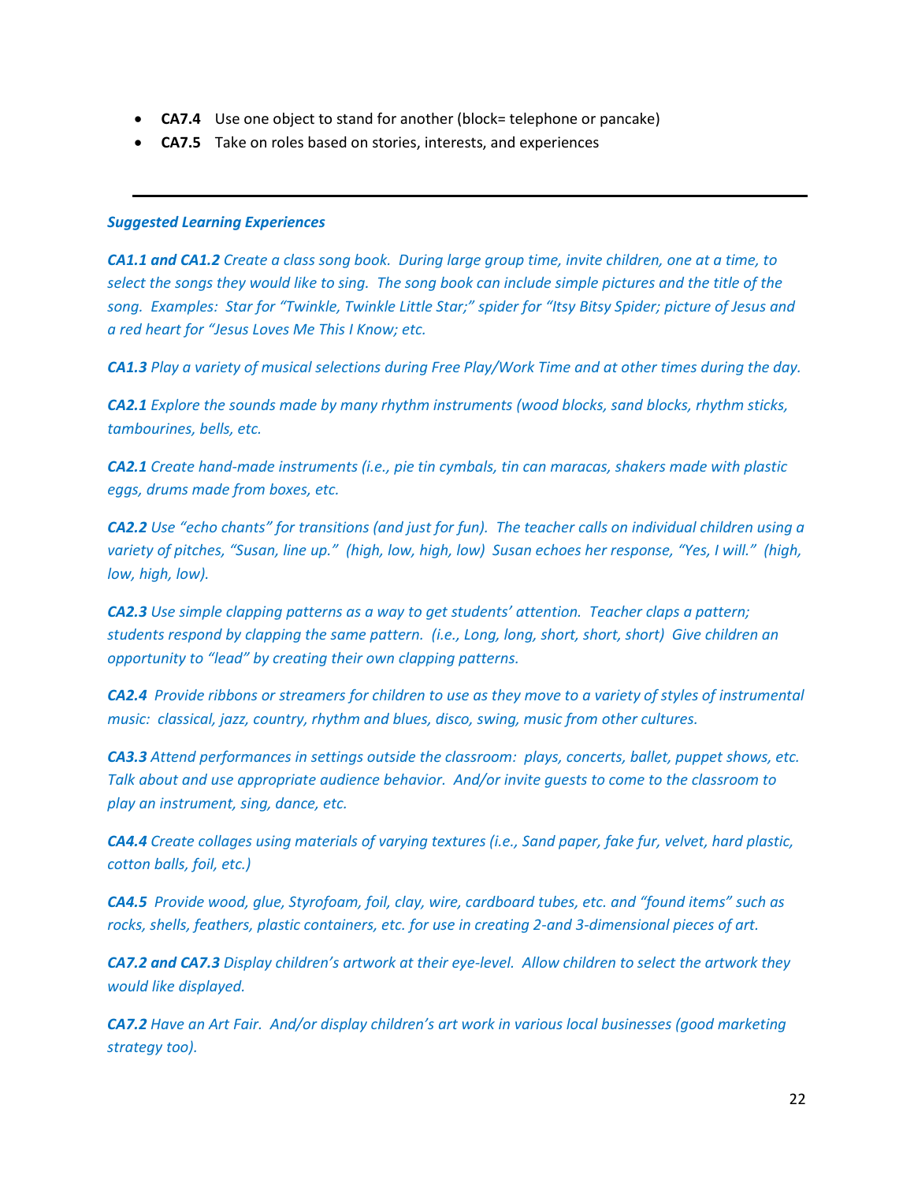- **CA7.4** Use one object to stand for another (block= telephone or pancake)
- **CA7.5** Take on roles based on stories, interests, and experiences

---

***Suggested Learning Experiences***

***CA1.1 and CA1.2*** *Create a class song book. During large group time, invite children, one at a time, to select the songs they would like to sing. The song book can include simple pictures and the title of the song. Examples: Star for "Twinkle, Twinkle Little Star;" spider for "Itsy Bitsy Spider; picture of Jesus and a red heart for "Jesus Loves Me This I Know; etc.*

***CA1.3*** *Play a variety of musical selections during Free Play/Work Time and at other times during the day.*

***CA2.1*** *Explore the sounds made by many rhythm instruments (wood blocks, sand blocks, rhythm sticks, tambourines, bells, etc.*

***CA2.1*** *Create hand-made instruments (i.e., pie tin cymbals, tin can maracas, shakers made with plastic eggs, drums made from boxes, etc.*

***CA2.2*** *Use "echo chants" for transitions (and just for fun). The teacher calls on individual children using a variety of pitches, "Susan, line up." (high, low, high, low) Susan echoes her response, "Yes, I will." (high, low, high, low).*

***CA2.3*** *Use simple clapping patterns as a way to get students' attention. Teacher claps a pattern; students respond by clapping the same pattern. (i.e., Long, long, short, short, short) Give children an opportunity to "lead" by creating their own clapping patterns.*

***CA2.4*** *Provide ribbons or streamers for children to use as they move to a variety of styles of instrumental music: classical, jazz, country, rhythm and blues, disco, swing, music from other cultures.*

***CA3.3*** *Attend performances in settings outside the classroom: plays, concerts, ballet, puppet shows, etc. Talk about and use appropriate audience behavior. And/or invite guests to come to the classroom to play an instrument, sing, dance, etc.*

***CA4.4*** *Create collages using materials of varying textures (i.e., Sand paper, fake fur, velvet, hard plastic, cotton balls, foil, etc.)*

***CA4.5*** *Provide wood, glue, Styrofoam, foil, clay, wire, cardboard tubes, etc. and "found items" such as rocks, shells, feathers, plastic containers, etc. for use in creating 2-and 3-dimensional pieces of art.*

***CA7.2 and CA7.3*** *Display children's artwork at their eye-level. Allow children to select the artwork they would like displayed.*

***CA7.2*** *Have an Art Fair. And/or display children's art work in various local businesses (good marketing strategy too).*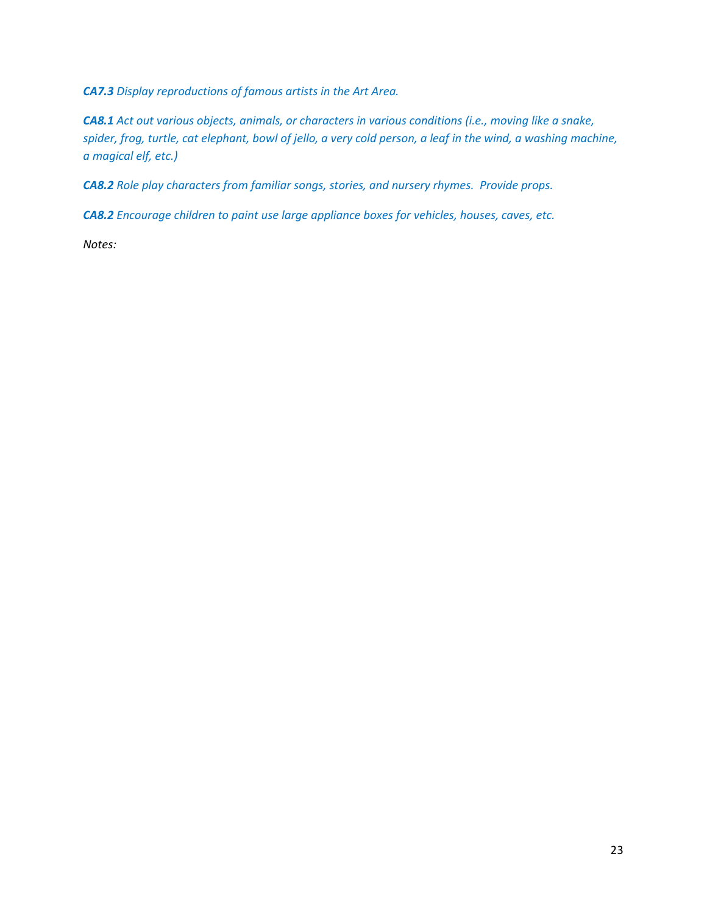***CA7.3*** *Display reproductions of famous artists in the Art Area.*

***CA8.1*** *Act out various objects, animals, or characters in various conditions (i.e., moving like a snake, spider, frog, turtle, cat elephant, bowl of jello, a very cold person, a leaf in the wind, a washing machine, a magical elf, etc.)*

***CA8.2*** *Role play characters from familiar songs, stories, and nursery rhymes. Provide props.*

***CA8.2*** *Encourage children to paint use large appliance boxes for vehicles, houses, caves, etc.*

*Notes:*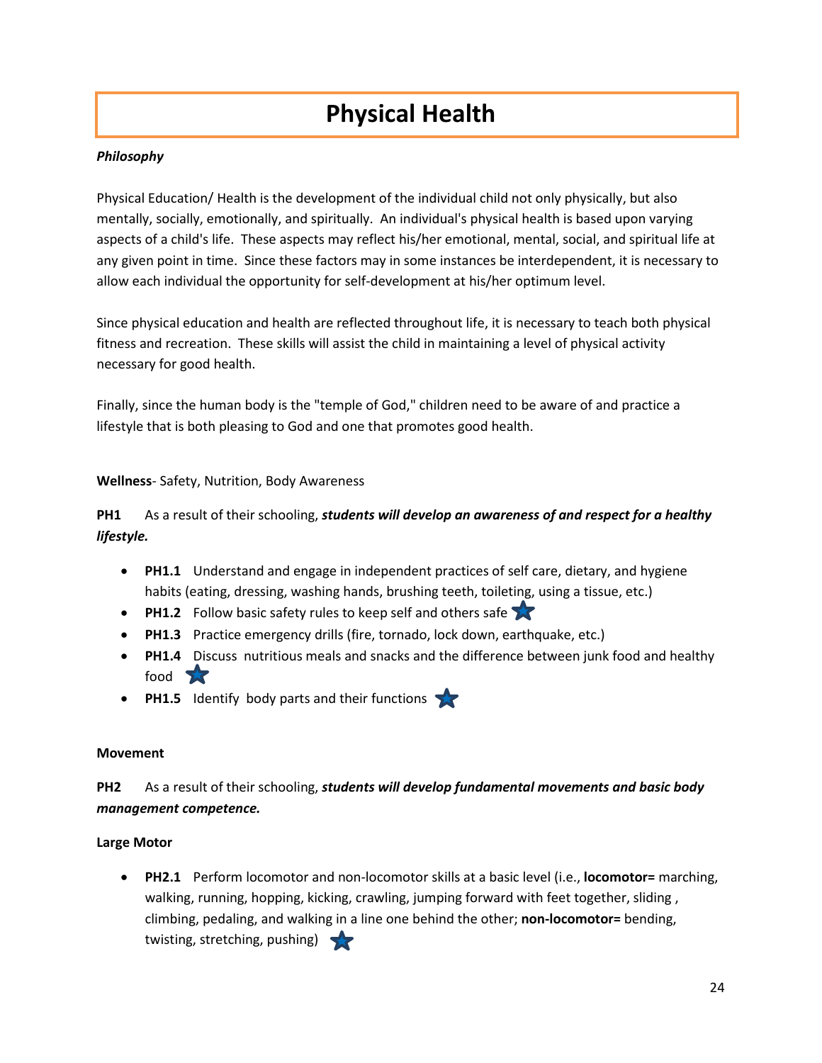# Physical Health

***Philosophy***

Physical Education/ Health is the development of the individual child not only physically, but also mentally, socially, emotionally, and spiritually. An individual's physical health is based upon varying aspects of a child's life. These aspects may reflect his/her emotional, mental, social, and spiritual life at any given point in time. Since these factors may in some instances be interdependent, it is necessary to allow each individual the opportunity for self-development at his/her optimum level.

Since physical education and health are reflected throughout life, it is necessary to teach both physical fitness and recreation. These skills will assist the child in maintaining a level of physical activity necessary for good health.

Finally, since the human body is the "temple of God," children need to be aware of and practice a lifestyle that is both pleasing to God and one that promotes good health.

**Wellness**- Safety, Nutrition, Body Awareness

**PH1** As a result of their schooling, ***students will develop an awareness of and respect for a healthy lifestyle.***

- **PH1.1** Understand and engage in independent practices of self care, dietary, and hygiene habits (eating, dressing, washing hands, brushing teeth, toileting, using a tissue, etc.)
- **PH1.2** Follow basic safety rules to keep self and others safe ★
- **PH1.3** Practice emergency drills (fire, tornado, lock down, earthquake, etc.)
- **PH1.4** Discuss nutritious meals and snacks and the difference between junk food and healthy food ★
- **PH1.5** Identify body parts and their functions ★

**Movement**

**PH2** As a result of their schooling, ***students will develop fundamental movements and basic body management competence.***

**Large Motor**

- **PH2.1** Perform locomotor and non-locomotor skills at a basic level (i.e., **locomotor=** marching, walking, running, hopping, kicking, crawling, jumping forward with feet together, sliding , climbing, pedaling, and walking in a line one behind the other; **non-locomotor=** bending, twisting, stretching, pushing) ★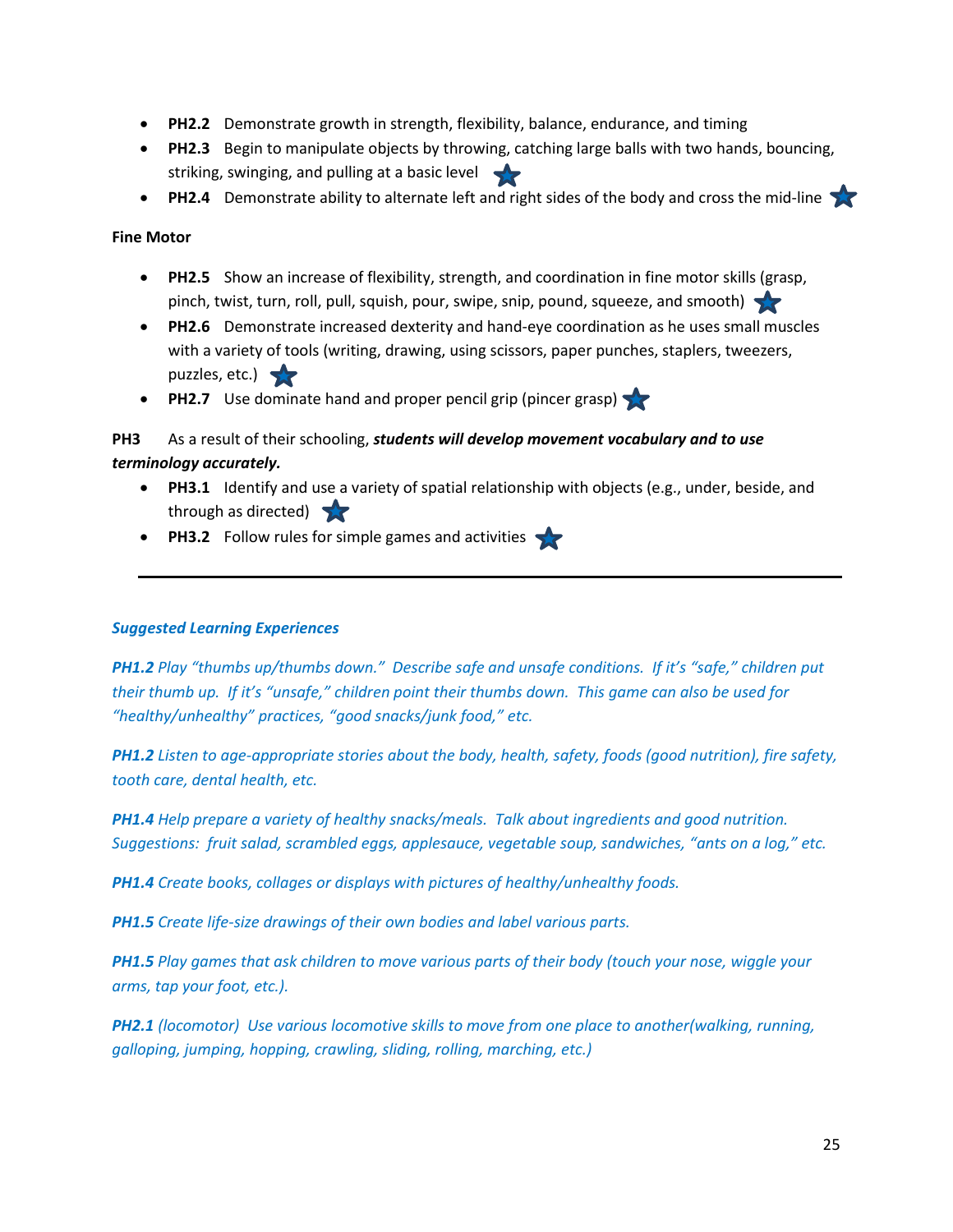- **PH2.2** Demonstrate growth in strength, flexibility, balance, endurance, and timing
- **PH2.3** Begin to manipulate objects by throwing, catching large balls with two hands, bouncing, striking, swinging, and pulling at a basic level ★
- **PH2.4** Demonstrate ability to alternate left and right sides of the body and cross the mid-line ★

**Fine Motor**

- **PH2.5** Show an increase of flexibility, strength, and coordination in fine motor skills (grasp, pinch, twist, turn, roll, pull, squish, pour, swipe, snip, pound, squeeze, and smooth) ★
- **PH2.6** Demonstrate increased dexterity and hand-eye coordination as he uses small muscles with a variety of tools (writing, drawing, using scissors, paper punches, staplers, tweezers, puzzles, etc.) ★
- **PH2.7** Use dominate hand and proper pencil grip (pincer grasp) ★

**PH3** As a result of their schooling, ***students will develop movement vocabulary and to use terminology accurately.***

- **PH3.1** Identify and use a variety of spatial relationship with objects (e.g., under, beside, and through as directed) ★
- **PH3.2** Follow rules for simple games and activities ★

---

***Suggested Learning Experiences***

***PH1.2*** *Play "thumbs up/thumbs down." Describe safe and unsafe conditions. If it's "safe," children put their thumb up. If it's "unsafe," children point their thumbs down. This game can also be used for "healthy/unhealthy" practices, "good snacks/junk food," etc.*

***PH1.2*** *Listen to age-appropriate stories about the body, health, safety, foods (good nutrition), fire safety, tooth care, dental health, etc.*

***PH1.4*** *Help prepare a variety of healthy snacks/meals. Talk about ingredients and good nutrition. Suggestions: fruit salad, scrambled eggs, applesauce, vegetable soup, sandwiches, "ants on a log," etc.*

***PH1.4*** *Create books, collages or displays with pictures of healthy/unhealthy foods.*

***PH1.5*** *Create life-size drawings of their own bodies and label various parts.*

***PH1.5*** *Play games that ask children to move various parts of their body (touch your nose, wiggle your arms, tap your foot, etc.).*

***PH2.1*** *(locomotor) Use various locomotive skills to move from one place to another(walking, running, galloping, jumping, hopping, crawling, sliding, rolling, marching, etc.)*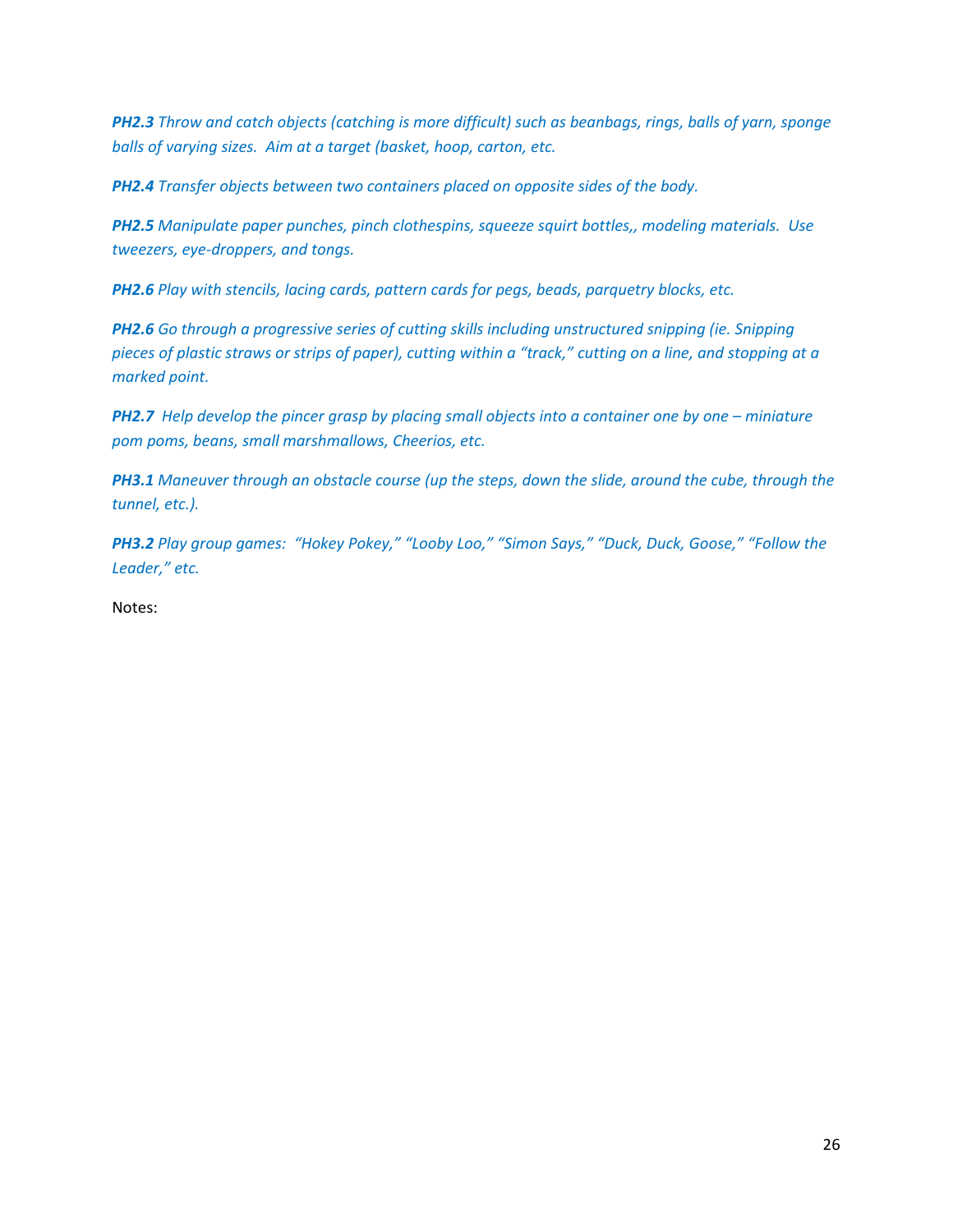***PH2.3*** *Throw and catch objects (catching is more difficult) such as beanbags, rings, balls of yarn, sponge balls of varying sizes.  Aim at a target (basket, hoop, carton, etc.*

***PH2.4*** *Transfer objects between two containers placed on opposite sides of the body.*

***PH2.5*** *Manipulate paper punches, pinch clothespins, squeeze squirt bottles,, modeling materials.  Use tweezers, eye-droppers, and tongs.*

***PH2.6*** *Play with stencils, lacing cards, pattern cards for pegs, beads, parquetry blocks, etc.*

***PH2.6*** *Go through a progressive series of cutting skills including unstructured snipping (ie. Snipping pieces of plastic straws or strips of paper), cutting within a "track," cutting on a line, and stopping at a marked point.*

***PH2.7*** *Help develop the pincer grasp by placing small objects into a container one by one – miniature pom poms, beans, small marshmallows, Cheerios, etc.*

***PH3.1*** *Maneuver through an obstacle course (up the steps, down the slide, around the cube, through the tunnel, etc.).*

***PH3.2*** *Play group games:  "Hokey Pokey," "Looby Loo," "Simon Says," "Duck, Duck, Goose," "Follow the Leader," etc.*

Notes: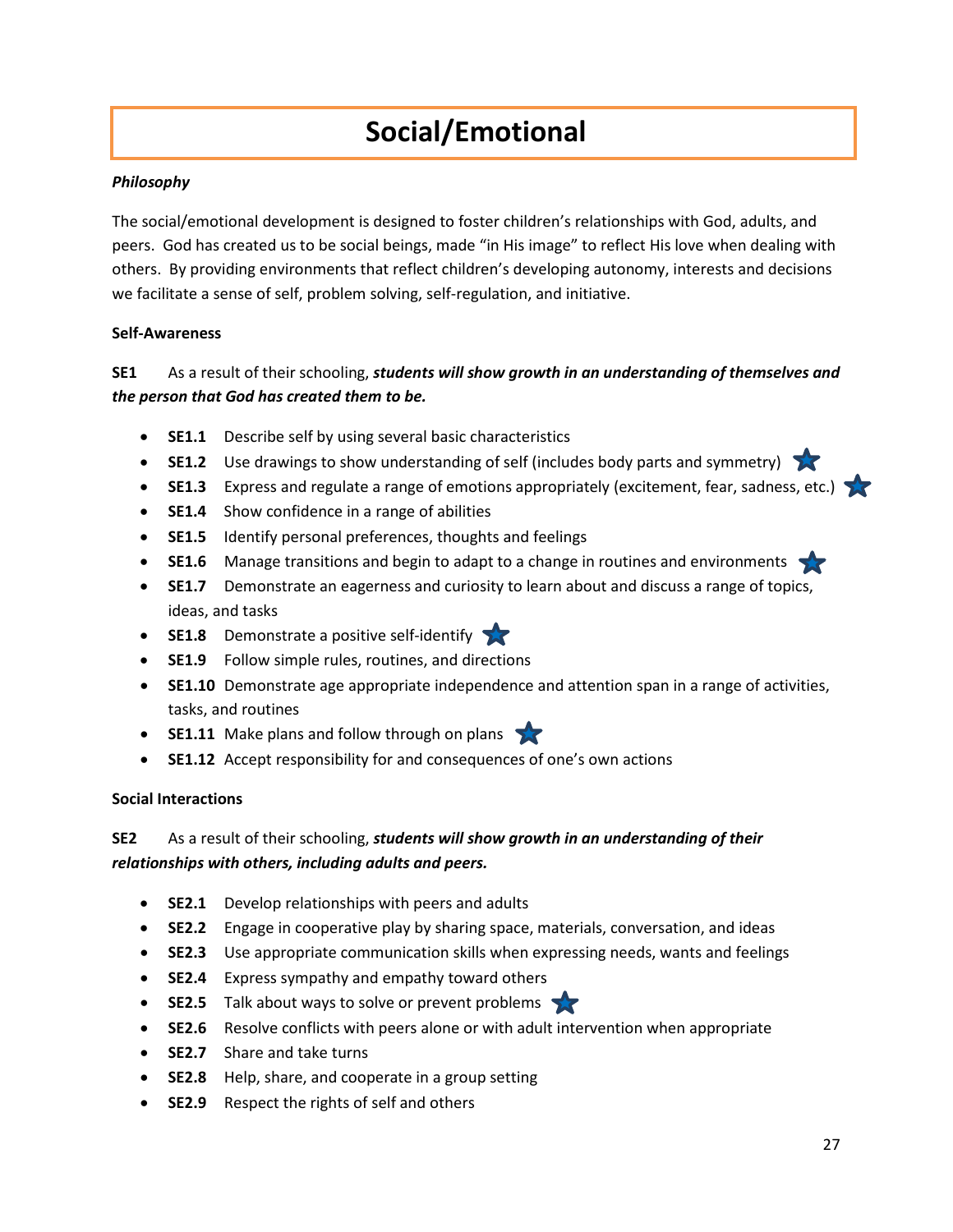# Social/Emotional

***Philosophy***

The social/emotional development is designed to foster children's relationships with God, adults, and peers. God has created us to be social beings, made "in His image" to reflect His love when dealing with others. By providing environments that reflect children's developing autonomy, interests and decisions we facilitate a sense of self, problem solving, self-regulation, and initiative.

**Self-Awareness**

**SE1** As a result of their schooling, ***students will show growth in an understanding of themselves and the person that God has created them to be.***

- **SE1.1** Describe self by using several basic characteristics
- **SE1.2** Use drawings to show understanding of self (includes body parts and symmetry) ★
- **SE1.3** Express and regulate a range of emotions appropriately (excitement, fear, sadness, etc.) ★
- **SE1.4** Show confidence in a range of abilities
- **SE1.5** Identify personal preferences, thoughts and feelings
- **SE1.6** Manage transitions and begin to adapt to a change in routines and environments ★
- **SE1.7** Demonstrate an eagerness and curiosity to learn about and discuss a range of topics, ideas, and tasks
- **SE1.8** Demonstrate a positive self-identify ★
- **SE1.9** Follow simple rules, routines, and directions
- **SE1.10** Demonstrate age appropriate independence and attention span in a range of activities, tasks, and routines
- **SE1.11** Make plans and follow through on plans ★
- **SE1.12** Accept responsibility for and consequences of one's own actions

**Social Interactions**

**SE2** As a result of their schooling, ***students will show growth in an understanding of their relationships with others, including adults and peers.***

- **SE2.1** Develop relationships with peers and adults
- **SE2.2** Engage in cooperative play by sharing space, materials, conversation, and ideas
- **SE2.3** Use appropriate communication skills when expressing needs, wants and feelings
- **SE2.4** Express sympathy and empathy toward others
- **SE2.5** Talk about ways to solve or prevent problems ★
- **SE2.6** Resolve conflicts with peers alone or with adult intervention when appropriate
- **SE2.7** Share and take turns
- **SE2.8** Help, share, and cooperate in a group setting
- **SE2.9** Respect the rights of self and others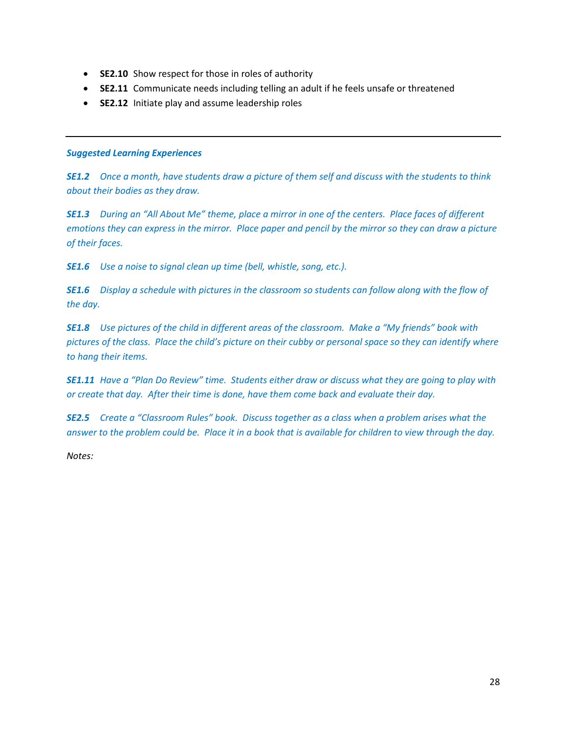- **SE2.10** Show respect for those in roles of authority
- **SE2.11** Communicate needs including telling an adult if he feels unsafe or threatened
- **SE2.12** Initiate play and assume leadership roles

---

***Suggested Learning Experiences***

***SE1.2*** *Once a month, have students draw a picture of them self and discuss with the students to think about their bodies as they draw.*

***SE1.3*** *During an "All About Me" theme, place a mirror in one of the centers. Place faces of different emotions they can express in the mirror. Place paper and pencil by the mirror so they can draw a picture of their faces.*

***SE1.6*** *Use a noise to signal clean up time (bell, whistle, song, etc.).*

***SE1.6*** *Display a schedule with pictures in the classroom so students can follow along with the flow of the day.*

***SE1.8*** *Use pictures of the child in different areas of the classroom. Make a "My friends" book with pictures of the class. Place the child's picture on their cubby or personal space so they can identify where to hang their items.*

***SE1.11*** *Have a "Plan Do Review" time. Students either draw or discuss what they are going to play with or create that day. After their time is done, have them come back and evaluate their day.*

***SE2.5*** *Create a "Classroom Rules" book. Discuss together as a class when a problem arises what the answer to the problem could be. Place it in a book that is available for children to view through the day.*

*Notes:*